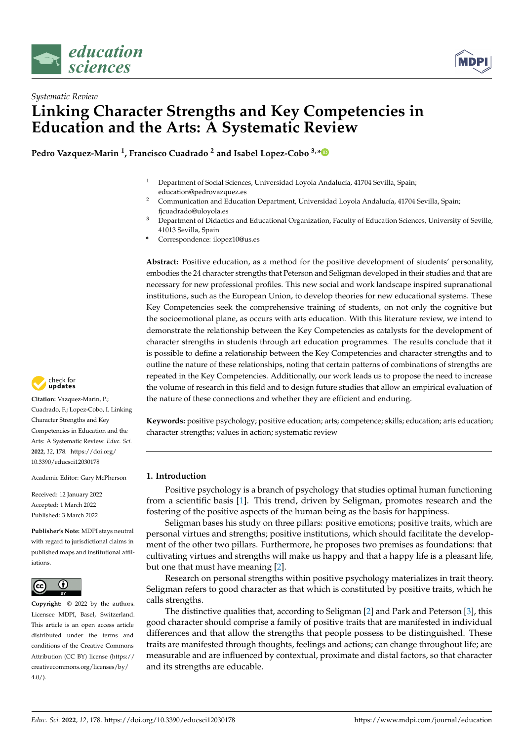*Systematic Review*

# Linking Character Strengths and Key Competencies in Education and the Arts: A Systematic Review

**Pedro Vazquez-Marin [1], Francisco Cuadrado [2] and Isabel Lopez-Cobo [3,*]**

[1] Department of Social Sciences, Universidad Loyola Andalucía, 41704 Sevilla, Spain; education@pedrovazquez.es
[2] Communication and Education Department, Universidad Loyola Andalucía, 41704 Sevilla, Spain; fjcuadrado@uloyola.es
[3] Department of Didactics and Educational Organization, Faculty of Education Sciences, University of Seville, 41013 Sevilla, Spain
* Correspondence: ilopez10@us.es

**Abstract:** Positive education, as a method for the positive development of students' personality, embodies the 24 character strengths that Peterson and Seligman developed in their studies and that are necessary for new professional profiles. This new social and work landscape inspired supranational institutions, such as the European Union, to develop theories for new educational systems. These Key Competencies seek the comprehensive training of students, on not only the cognitive but the socioemotional plane, as occurs with arts education. With this literature review, we intend to demonstrate the relationship between the Key Competencies as catalysts for the development of character strengths in students through art education programmes. The results conclude that it is possible to define a relationship between the Key Competencies and character strengths and to outline the nature of these relationships, noting that certain patterns of combinations of strengths are repeated in the Key Competencies. Additionally, our work leads us to propose the need to increase the volume of research in this field and to design future studies that allow an empirical evaluation of the nature of these connections and whether they are efficient and enduring.

**Keywords:** positive psychology; positive education; arts; competence; skills; education; arts education; character strengths; values in action; systematic review

**Citation:** Vazquez-Marin, P.; Cuadrado, F.; Lopez-Cobo, I. Linking Character Strengths and Key Competencies in Education and the Arts: A Systematic Review. *Educ. Sci.* **2022**, *12*, 178. https://doi.org/10.3390/educsci12030178

Academic Editor: Gary McPherson

Received: 12 January 2022
Accepted: 1 March 2022
Published: 3 March 2022

**Publisher's Note:** MDPI stays neutral with regard to jurisdictional claims in published maps and institutional affiliations.

**Copyright:** © 2022 by the authors. Licensee MDPI, Basel, Switzerland. This article is an open access article distributed under the terms and conditions of the Creative Commons Attribution (CC BY) license (https://creativecommons.org/licenses/by/4.0/).

## 1. Introduction

Positive psychology is a branch of psychology that studies optimal human functioning from a scientific basis [1]. This trend, driven by Seligman, promotes research and the fostering of the positive aspects of the human being as the basis for happiness.

Seligman bases his study on three pillars: positive emotions; positive traits, which are personal virtues and strengths; positive institutions, which should facilitate the development of the other two pillars. Furthermore, he proposes two premises as foundations: that cultivating virtues and strengths will make us happy and that a happy life is a pleasant life, but one that must have meaning [2].

Research on personal strengths within positive psychology materializes in trait theory. Seligman refers to good character as that which is constituted by positive traits, which he calls strengths.

The distinctive qualities that, according to Seligman [2] and Park and Peterson [3], this good character should comprise a family of positive traits that are manifested in individual differences and that allow the strengths that people possess to be distinguished. These traits are manifested through thoughts, feelings and actions; can change throughout life; are measurable and are influenced by contextual, proximate and distal factors, so that character and its strengths are educable.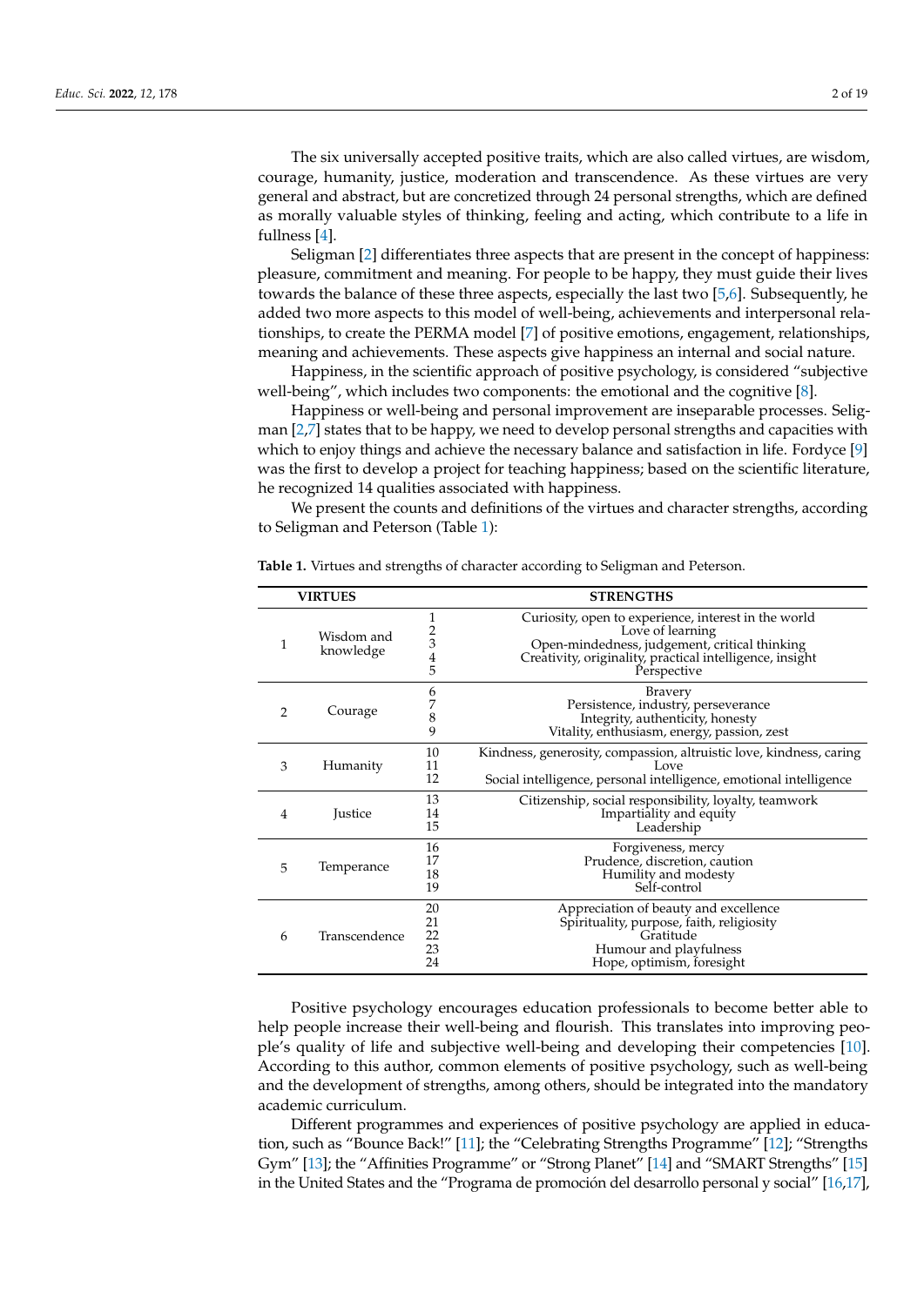The six universally accepted positive traits, which are also called virtues, are wisdom, courage, humanity, justice, moderation and transcendence. As these virtues are very general and abstract, but are concretized through 24 personal strengths, which are defined as morally valuable styles of thinking, feeling and acting, which contribute to a life in fullness [4].

Seligman [2] differentiates three aspects that are present in the concept of happiness: pleasure, commitment and meaning. For people to be happy, they must guide their lives towards the balance of these three aspects, especially the last two [5,6]. Subsequently, he added two more aspects to this model of well-being, achievements and interpersonal relationships, to create the PERMA model [7] of positive emotions, engagement, relationships, meaning and achievements. These aspects give happiness an internal and social nature.

Happiness, in the scientific approach of positive psychology, is considered "subjective well-being", which includes two components: the emotional and the cognitive [8].

Happiness or well-being and personal improvement are inseparable processes. Seligman [2,7] states that to be happy, we need to develop personal strengths and capacities with which to enjoy things and achieve the necessary balance and satisfaction in life. Fordyce [9] was the first to develop a project for teaching happiness; based on the scientific literature, he recognized 14 qualities associated with happiness.

We present the counts and definitions of the virtues and character strengths, according to Seligman and Peterson (Table 1):

**Table 1.** Virtues and strengths of character according to Seligman and Peterson.

| VIRTUES | | | STRENGTHS |
|---|---|---|---|
| 1 | Wisdom and knowledge | 1 | Curiosity, open to experience, interest in the world |
| | | 2 | Love of learning |
| | | 3 | Open-mindedness, judgement, critical thinking |
| | | 4 | Creativity, originality, practical intelligence, insight |
| | | 5 | Perspective |
| 2 | Courage | 6 | Bravery |
| | | 7 | Persistence, industry, perseverance |
| | | 8 | Integrity, authenticity, honesty |
| | | 9 | Vitality, enthusiasm, energy, passion, zest |
| 3 | Humanity | 10 | Kindness, generosity, compassion, altruistic love, kindness, caring |
| | | 11 | Love |
| | | 12 | Social intelligence, personal intelligence, emotional intelligence |
| 4 | Justice | 13 | Citizenship, social responsibility, loyalty, teamwork |
| | | 14 | Impartiality and equity |
| | | 15 | Leadership |
| 5 | Temperance | 16 | Forgiveness, mercy |
| | | 17 | Prudence, discretion, caution |
| | | 18 | Humility and modesty |
| | | 19 | Self-control |
| 6 | Transcendence | 20 | Appreciation of beauty and excellence |
| | | 21 | Spirituality, purpose, faith, religiosity |
| | | 22 | Gratitude |
| | | 23 | Humour and playfulness |
| | | 24 | Hope, optimism, foresight |

Positive psychology encourages education professionals to become better able to help people increase their well-being and flourish. This translates into improving people's quality of life and subjective well-being and developing their competencies [10]. According to this author, common elements of positive psychology, such as well-being and the development of strengths, among others, should be integrated into the mandatory academic curriculum.

Different programmes and experiences of positive psychology are applied in education, such as "Bounce Back!" [11]; the "Celebrating Strengths Programme" [12]; "Strengths Gym" [13]; the "Affinities Programme" or "Strong Planet" [14] and "SMART Strengths" [15] in the United States and the "Programa de promoción del desarrollo personal y social" [16,17],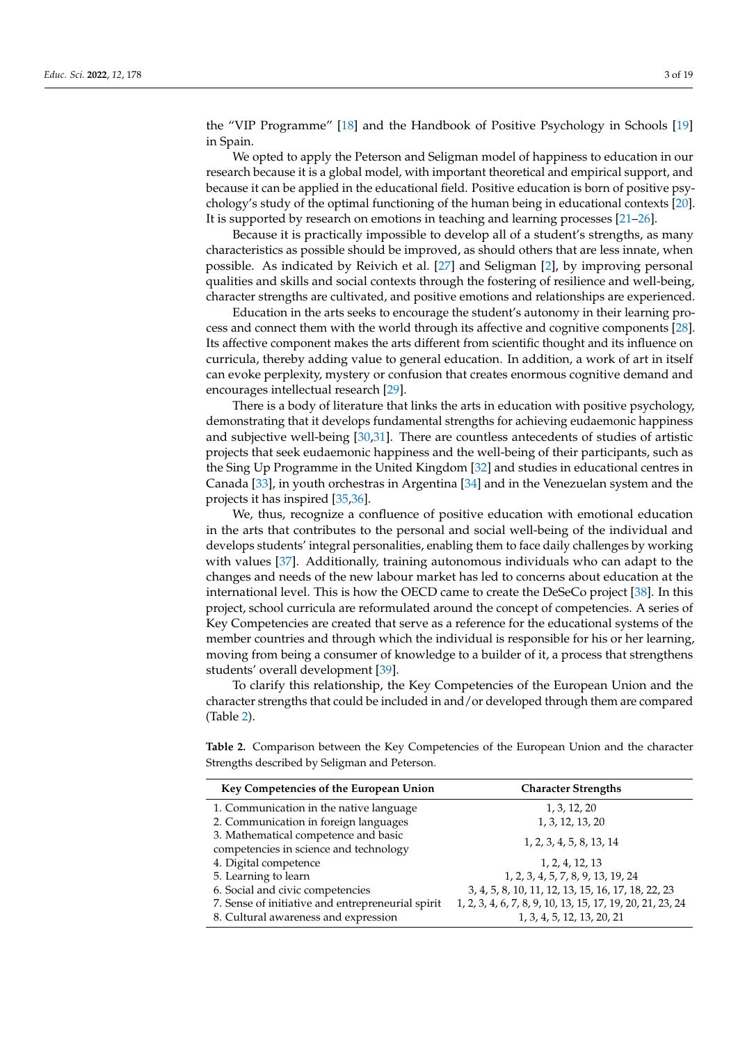the "VIP Programme" [18] and the Handbook of Positive Psychology in Schools [19] in Spain.

We opted to apply the Peterson and Seligman model of happiness to education in our research because it is a global model, with important theoretical and empirical support, and because it can be applied in the educational field. Positive education is born of positive psychology's study of the optimal functioning of the human being in educational contexts [20]. It is supported by research on emotions in teaching and learning processes [21–26].

Because it is practically impossible to develop all of a student's strengths, as many characteristics as possible should be improved, as should others that are less innate, when possible. As indicated by Reivich et al. [27] and Seligman [2], by improving personal qualities and skills and social contexts through the fostering of resilience and well-being, character strengths are cultivated, and positive emotions and relationships are experienced.

Education in the arts seeks to encourage the student's autonomy in their learning process and connect them with the world through its affective and cognitive components [28]. Its affective component makes the arts different from scientific thought and its influence on curricula, thereby adding value to general education. In addition, a work of art in itself can evoke perplexity, mystery or confusion that creates enormous cognitive demand and encourages intellectual research [29].

There is a body of literature that links the arts in education with positive psychology, demonstrating that it develops fundamental strengths for achieving eudaemonic happiness and subjective well-being [30,31]. There are countless antecedents of studies of artistic projects that seek eudaemonic happiness and the well-being of their participants, such as the Sing Up Programme in the United Kingdom [32] and studies in educational centres in Canada [33], in youth orchestras in Argentina [34] and in the Venezuelan system and the projects it has inspired [35,36].

We, thus, recognize a confluence of positive education with emotional education in the arts that contributes to the personal and social well-being of the individual and develops students' integral personalities, enabling them to face daily challenges by working with values [37]. Additionally, training autonomous individuals who can adapt to the changes and needs of the new labour market has led to concerns about education at the international level. This is how the OECD came to create the DeSeCo project [38]. In this project, school curricula are reformulated around the concept of competencies. A series of Key Competencies are created that serve as a reference for the educational systems of the member countries and through which the individual is responsible for his or her learning, moving from being a consumer of knowledge to a builder of it, a process that strengthens students' overall development [39].

To clarify this relationship, the Key Competencies of the European Union and the character strengths that could be included in and/or developed through them are compared (Table 2).

**Table 2.** Comparison between the Key Competencies of the European Union and the character Strengths described by Seligman and Peterson.

| Key Competencies of the European Union | Character Strengths |
| --- | --- |
| 1. Communication in the native language | 1, 3, 12, 20 |
| 2. Communication in foreign languages | 1, 3, 12, 13, 20 |
| 3. Mathematical competence and basic competencies in science and technology | 1, 2, 3, 4, 5, 8, 13, 14 |
| 4. Digital competence | 1, 2, 4, 12, 13 |
| 5. Learning to learn | 1, 2, 3, 4, 5, 7, 8, 9, 13, 19, 24 |
| 6. Social and civic competencies | 3, 4, 5, 8, 10, 11, 12, 13, 15, 16, 17, 18, 22, 23 |
| 7. Sense of initiative and entrepreneurial spirit | 1, 2, 3, 4, 6, 7, 8, 9, 10, 13, 15, 17, 19, 20, 21, 23, 24 |
| 8. Cultural awareness and expression | 1, 3, 4, 5, 12, 13, 20, 21 |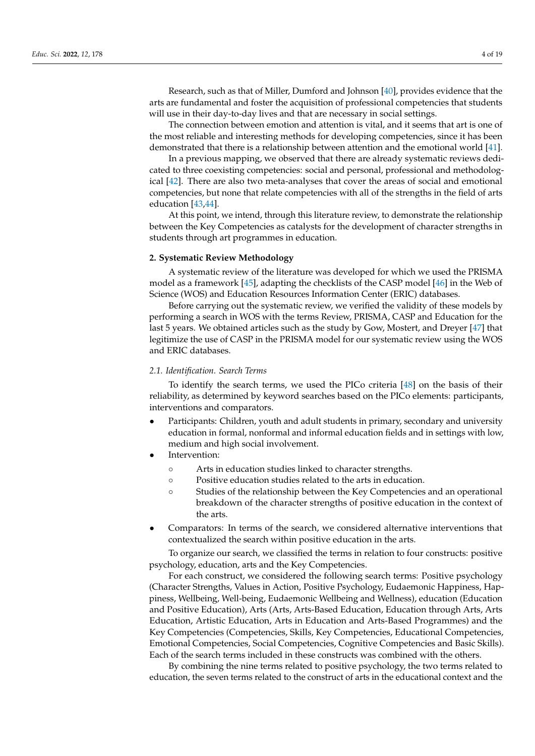Research, such as that of Miller, Dumford and Johnson [40], provides evidence that the arts are fundamental and foster the acquisition of professional competencies that students will use in their day-to-day lives and that are necessary in social settings.

The connection between emotion and attention is vital, and it seems that art is one of the most reliable and interesting methods for developing competencies, since it has been demonstrated that there is a relationship between attention and the emotional world [41].

In a previous mapping, we observed that there are already systematic reviews dedicated to three coexisting competencies: social and personal, professional and methodological [42]. There are also two meta-analyses that cover the areas of social and emotional competencies, but none that relate competencies with all of the strengths in the field of arts education [43,44].

At this point, we intend, through this literature review, to demonstrate the relationship between the Key Competencies as catalysts for the development of character strengths in students through art programmes in education.

## 2. Systematic Review Methodology

A systematic review of the literature was developed for which we used the PRISMA model as a framework [45], adapting the checklists of the CASP model [46] in the Web of Science (WOS) and Education Resources Information Center (ERIC) databases.

Before carrying out the systematic review, we verified the validity of these models by performing a search in WOS with the terms Review, PRISMA, CASP and Education for the last 5 years. We obtained articles such as the study by Gow, Mostert, and Dreyer [47] that legitimize the use of CASP in the PRISMA model for our systematic review using the WOS and ERIC databases.

### *2.1. Identification. Search Terms*

To identify the search terms, we used the PICo criteria [48] on the basis of their reliability, as determined by keyword searches based on the PICo elements: participants, interventions and comparators.

- Participants: Children, youth and adult students in primary, secondary and university education in formal, nonformal and informal education fields and in settings with low, medium and high social involvement.
- Intervention:
  - Arts in education studies linked to character strengths.
  - Positive education studies related to the arts in education.
  - Studies of the relationship between the Key Competencies and an operational breakdown of the character strengths of positive education in the context of the arts.
- Comparators: In terms of the search, we considered alternative interventions that contextualized the search within positive education in the arts.

To organize our search, we classified the terms in relation to four constructs: positive psychology, education, arts and the Key Competencies.

For each construct, we considered the following search terms: Positive psychology (Character Strengths, Values in Action, Positive Psychology, Eudaemonic Happiness, Happiness, Wellbeing, Well-being, Eudaemonic Wellbeing and Wellness), education (Education and Positive Education), Arts (Arts, Arts-Based Education, Education through Arts, Arts Education, Artistic Education, Arts in Education and Arts-Based Programmes) and the Key Competencies (Competencies, Skills, Key Competencies, Educational Competencies, Emotional Competencies, Social Competencies, Cognitive Competencies and Basic Skills). Each of the search terms included in these constructs was combined with the others.

By combining the nine terms related to positive psychology, the two terms related to education, the seven terms related to the construct of arts in the educational context and the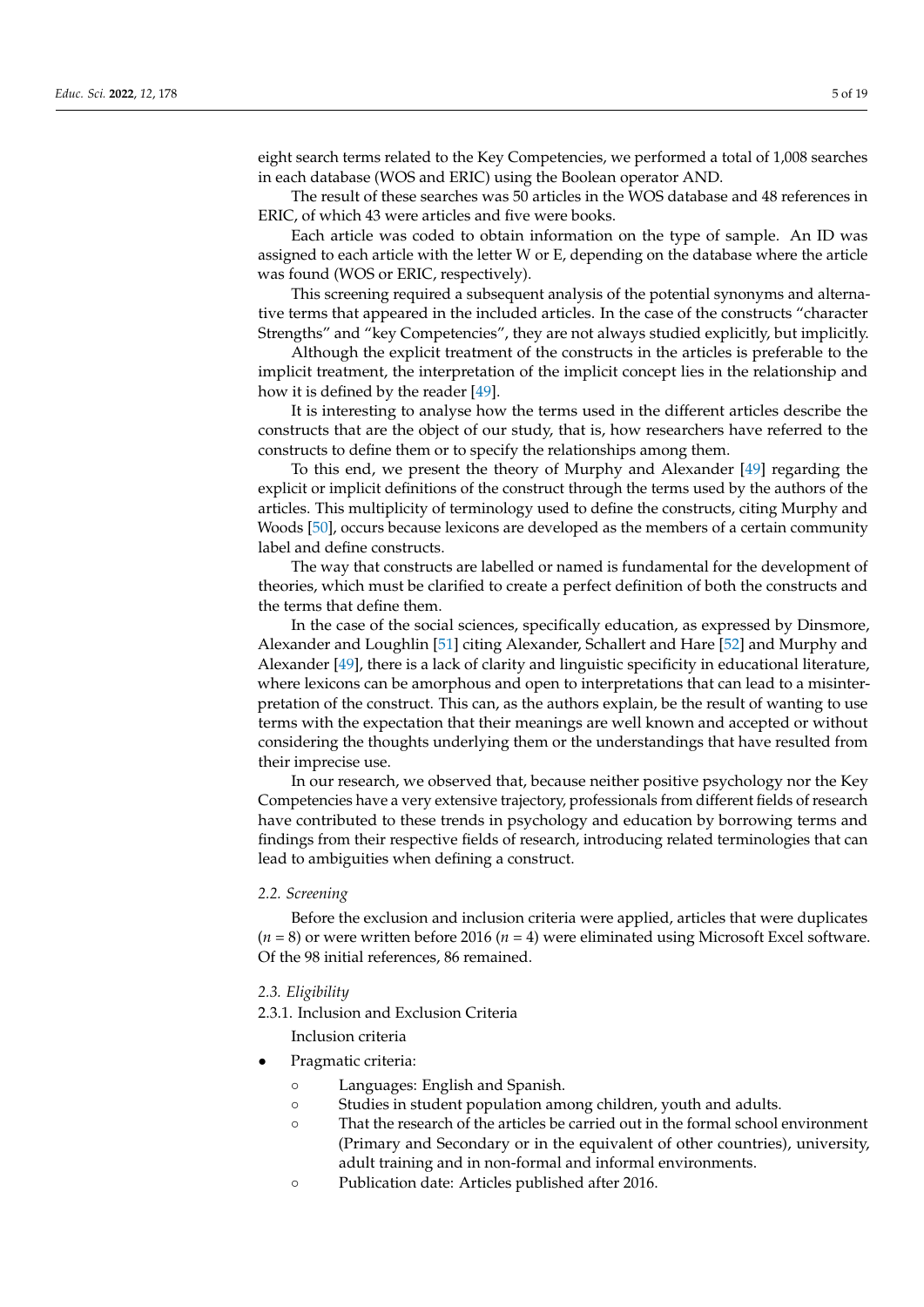eight search terms related to the Key Competencies, we performed a total of 1,008 searches in each database (WOS and ERIC) using the Boolean operator AND.

The result of these searches was 50 articles in the WOS database and 48 references in ERIC, of which 43 were articles and five were books.

Each article was coded to obtain information on the type of sample. An ID was assigned to each article with the letter W or E, depending on the database where the article was found (WOS or ERIC, respectively).

This screening required a subsequent analysis of the potential synonyms and alternative terms that appeared in the included articles. In the case of the constructs "character Strengths" and "key Competencies", they are not always studied explicitly, but implicitly.

Although the explicit treatment of the constructs in the articles is preferable to the implicit treatment, the interpretation of the implicit concept lies in the relationship and how it is defined by the reader [49].

It is interesting to analyse how the terms used in the different articles describe the constructs that are the object of our study, that is, how researchers have referred to the constructs to define them or to specify the relationships among them.

To this end, we present the theory of Murphy and Alexander [49] regarding the explicit or implicit definitions of the construct through the terms used by the authors of the articles. This multiplicity of terminology used to define the constructs, citing Murphy and Woods [50], occurs because lexicons are developed as the members of a certain community label and define constructs.

The way that constructs are labelled or named is fundamental for the development of theories, which must be clarified to create a perfect definition of both the constructs and the terms that define them.

In the case of the social sciences, specifically education, as expressed by Dinsmore, Alexander and Loughlin [51] citing Alexander, Schallert and Hare [52] and Murphy and Alexander [49], there is a lack of clarity and linguistic specificity in educational literature, where lexicons can be amorphous and open to interpretations that can lead to a misinterpretation of the construct. This can, as the authors explain, be the result of wanting to use terms with the expectation that their meanings are well known and accepted or without considering the thoughts underlying them or the understandings that have resulted from their imprecise use.

In our research, we observed that, because neither positive psychology nor the Key Competencies have a very extensive trajectory, professionals from different fields of research have contributed to these trends in psychology and education by borrowing terms and findings from their respective fields of research, introducing related terminologies that can lead to ambiguities when defining a construct.

### *2.2. Screening*

Before the exclusion and inclusion criteria were applied, articles that were duplicates ($n = 8$) or were written before 2016 ($n = 4$) were eliminated using Microsoft Excel software. Of the 98 initial references, 86 remained.

### *2.3. Eligibility*

#### 2.3.1. Inclusion and Exclusion Criteria

Inclusion criteria

- Pragmatic criteria:
    - Languages: English and Spanish.
    - Studies in student population among children, youth and adults.
    - That the research of the articles be carried out in the formal school environment (Primary and Secondary or in the equivalent of other countries), university, adult training and in non-formal and informal environments.
    - Publication date: Articles published after 2016.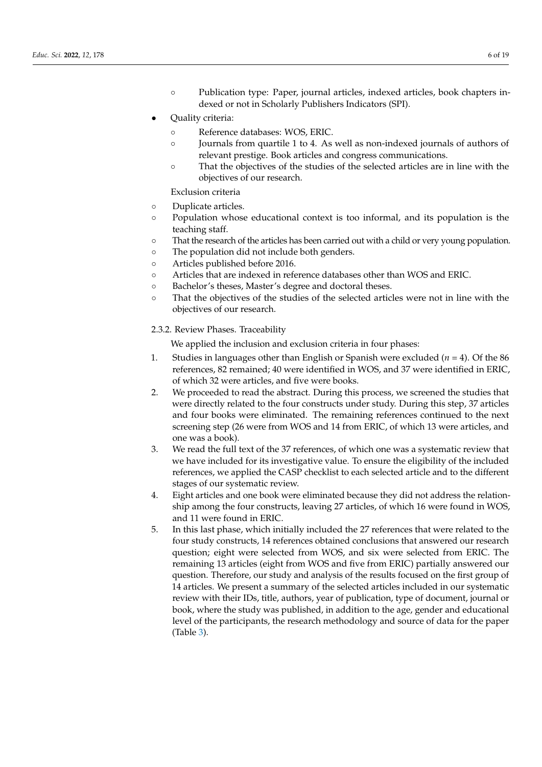- Publication type: Paper, journal articles, indexed articles, book chapters indexed or not in Scholarly Publishers Indicators (SPI).
- Quality criteria:
    - Reference databases: WOS, ERIC.
    - Journals from quartile 1 to 4. As well as non-indexed journals of authors of relevant prestige. Book articles and congress communications.
    - That the objectives of the studies of the selected articles are in line with the objectives of our research.

Exclusion criteria

- Duplicate articles.
- Population whose educational context is too informal, and its population is the teaching staff.
- That the research of the articles has been carried out with a child or very young population.
- The population did not include both genders.
- Articles published before 2016.
- Articles that are indexed in reference databases other than WOS and ERIC.
- Bachelor's theses, Master's degree and doctoral theses.
- That the objectives of the studies of the selected articles were not in line with the objectives of our research.

2.3.2. Review Phases. Traceability

We applied the inclusion and exclusion criteria in four phases:

1. Studies in languages other than English or Spanish were excluded ($n = 4$). Of the 86 references, 82 remained; 40 were identified in WOS, and 37 were identified in ERIC, of which 32 were articles, and five were books.
2. We proceeded to read the abstract. During this process, we screened the studies that were directly related to the four constructs under study. During this step, 37 articles and four books were eliminated. The remaining references continued to the next screening step (26 were from WOS and 14 from ERIC, of which 13 were articles, and one was a book).
3. We read the full text of the 37 references, of which one was a systematic review that we have included for its investigative value. To ensure the eligibility of the included references, we applied the CASP checklist to each selected article and to the different stages of our systematic review.
4. Eight articles and one book were eliminated because they did not address the relationship among the four constructs, leaving 27 articles, of which 16 were found in WOS, and 11 were found in ERIC.
5. In this last phase, which initially included the 27 references that were related to the four study constructs, 14 references obtained conclusions that answered our research question; eight were selected from WOS, and six were selected from ERIC. The remaining 13 articles (eight from WOS and five from ERIC) partially answered our question. Therefore, our study and analysis of the results focused on the first group of 14 articles. We present a summary of the selected articles included in our systematic review with their IDs, title, authors, year of publication, type of document, journal or book, where the study was published, in addition to the age, gender and educational level of the participants, the research methodology and source of data for the paper (Table 3).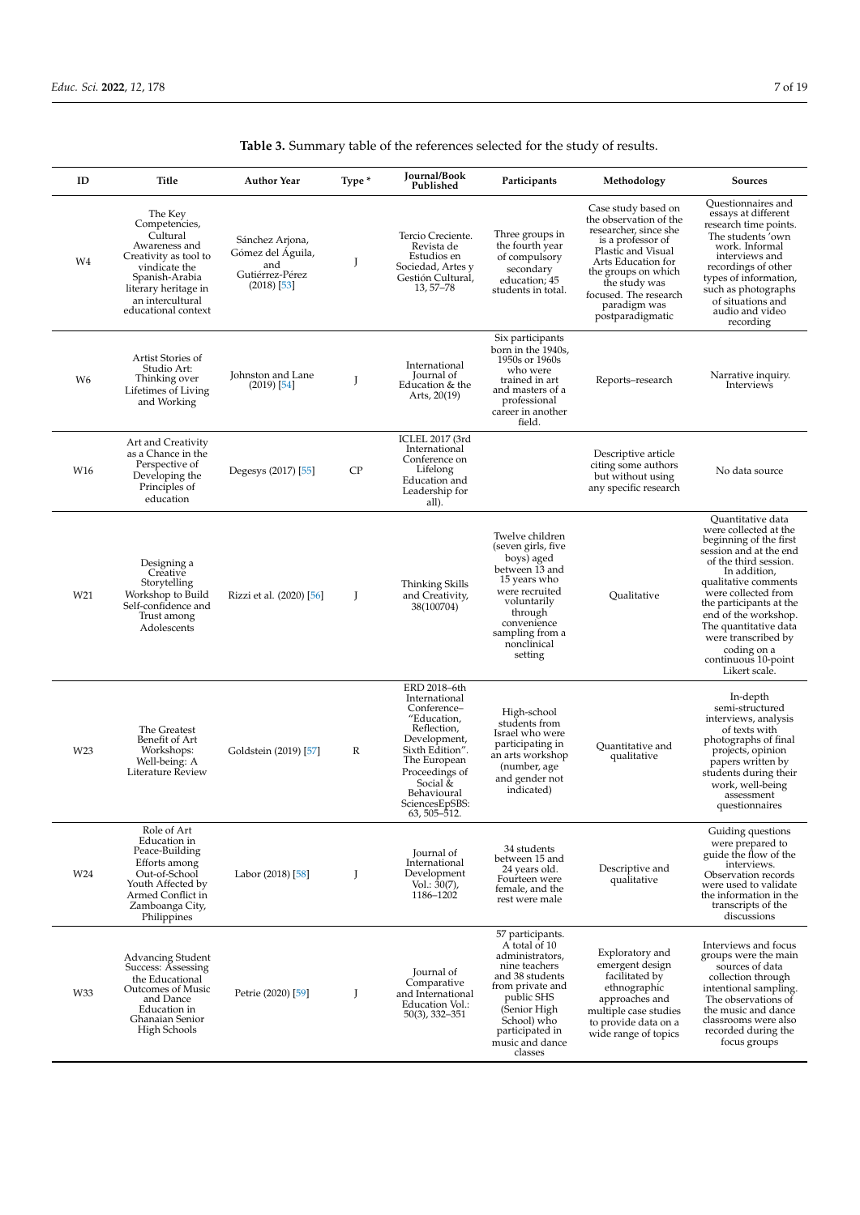**Table 3.** Summary table of the references selected for the study of results.

| ID | Title | Author Year | Type * | Journal/Book Published | Participants | Methodology | Sources |
|---|---|---|---|---|---|---|---|
| W4 | The Key Competencies, Cultural Awareness and Creativity as tool to vindicate the Spanish-Arabia literary heritage in an intercultural educational context | Sánchez Arjona, Gómez del Águila, and Gutiérrez-Pérez (2018) [53] | J | Tercio Creciente. Revista de Estudios en Sociedad, Artes y Gestión Cultural, 13, 57–78 | Three groups in the fourth year of compulsory secondary education; 45 students in total. | Case study based on the observation of the researcher, since she is a professor of Plastic and Visual Arts Education for the groups on which the study was focused. The research paradigm was postparadigmatic | Questionnaires and essays at different research time points. The students 'own work. Informal interviews and recordings of other types of information, such as photographs of situations and audio and video recording |
| W6 | Artist Stories of Studio Art: Thinking over Lifetimes of Living and Working | Johnston and Lane (2019) [54] | J | International Journal of Education & the Arts, 20(19) | Six participants born in the 1940s, 1950s or 1960s who were trained in art and masters of a professional career in another field. | Reports–research | Narrative inquiry. Interviews |
| W16 | Art and Creativity as a Chance in the Perspective of Developing the Principles of education | Degesys (2017) [55] | CP | ICLEL 2017 (3rd International Conference on Lifelong Education and Leadership for all). | | Descriptive article citing some authors but without using any specific research | No data source |
| W21 | Designing a Creative Storytelling Workshop to Build Self-confidence and Trust among Adolescents | Rizzi et al. (2020) [56] | J | Thinking Skills and Creativity, 38(100704) | Twelve children (seven girls, five boys) aged between 13 and 15 years who were recruited voluntarily through convenience sampling from a nonclinical setting | Qualitative | Quantitative data were collected at the beginning of the first session and at the end of the third session. In addition, qualitative comments were collected from the participants at the end of the workshop. The quantitative data were transcribed by coding on a continuous 10-point Likert scale. |
| W23 | The Greatest Benefit of Art Workshops: Well-being: A Literature Review | Goldstein (2019) [57] | R | ERD 2018–6th International Conference–"Education, Reflection, Development, Sixth Edition". The European Proceedings of Social & Behavioural SciencesEpSBS: 63, 505–512. | High-school students from Israel who were participating in an arts workshop (number, age and gender not indicated) | Quantitative and qualitative | In-depth semi-structured interviews, analysis of texts with photographs of final projects, opinion papers written by students during their work, well-being assessment questionnaires |
| W24 | Role of Art Education in Peace-Building Efforts among Out-of-School Youth Affected by Armed Conflict in Zamboanga City, Philippines | Labor (2018) [58] | J | Journal of International Development Vol.: 30(7), 1186–1202 | 34 students between 15 and 24 years old. Fourteen were female, and the rest were male | Descriptive and qualitative | Guiding questions were prepared to guide the flow of the interviews. Observation records were used to validate the information in the transcripts of the discussions |
| W33 | Advancing Student Success: Assessing the Educational Outcomes of Music and Dance Education in Ghanaian Senior High Schools | Petrie (2020) [59] | J | Journal of Comparative and International Education Vol.: 50(3), 332–351 | 57 participants. A total of 10 administrators, nine teachers and 38 students from private and public SHS (Senior High School) who participated in music and dance classes | Exploratory and emergent design facilitated by ethnographic approaches and multiple case studies to provide data on a wide range of topics | Interviews and focus groups were the main sources of data collection through intentional sampling. The observations of the music and dance classrooms were also recorded during the focus groups |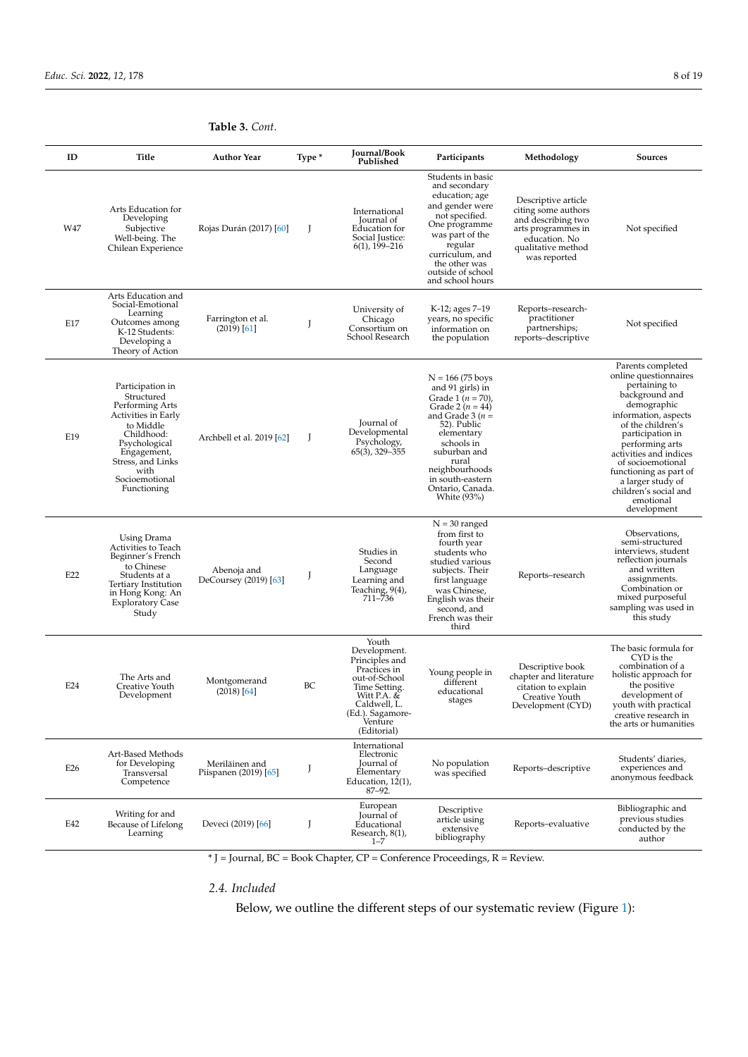**Table 3.** *Cont.*

| ID | Title | Author Year | Type * | Journal/Book Published | Participants | Methodology | Sources |
|---|---|---|---|---|---|---|---|
| W47 | Arts Education for Developing Subjective Well-being. The Chilean Experience | Rojas Durán (2017) [60] | J | International Journal of Education for Social Justice: 6(1), 199–216 | Students in basic and secondary education; age and gender were not specified. One programme was part of the regular curriculum, and the other was outside of school and school hours | Descriptive article citing some authors and describing two arts programmes in education. No qualitative method was reported | Not specified |
| E17 | Arts Education and Social-Emotional Learning Outcomes among K-12 Students: Developing a Theory of Action | Farrington et al. (2019) [61] | J | University of Chicago Consortium on School Research | K-12; ages 7–19 years, no specific information on the population | Reports–research-practitioner partnerships; reports–descriptive | Not specified |
| E19 | Participation in Structured Performing Arts Activities in Early to Middle Childhood: Psychological Engagement, Stress, and Links with Socioemotional Functioning | Archbell et al. 2019 [62] | J | Journal of Developmental Psychology, 65(3), 329–355 | N = 166 (75 boys and 91 girls) in Grade 1 (*n* = 70), Grade 2 (*n* = 44) and Grade 3 (*n* = 52). Public elementary schools in suburban and rural neighbourhoods in south-eastern Ontario, Canada. White (93%) | | Parents completed online questionnaires pertaining to background and demographic information, aspects of the children's participation in performing arts activities and indices of socioemotional functioning as part of a larger study of children's social and emotional development |
| E22 | Using Drama Activities to Teach Beginner's French to Chinese Students at a Tertiary Institution in Hong Kong: An Exploratory Case Study | Abenoja and DeCoursey (2019) [63] | J | Studies in Second Language Learning and Teaching, 9(4), 711–736 | N = 30 ranged from first to fourth year students who studied various subjects. Their first language was Chinese, English was their second, and French was their third | Reports–research | Observations, semi-structured interviews, student reflection journals and written assignments. Combination or mixed purposeful sampling was used in this study |
| E24 | The Arts and Creative Youth Development | Montgomerand (2018) [64] | BC | Youth Development. Principles and Practices in out-of-School Time Setting. Witt P.A. & Caldwell, L. (Ed.). Sagamore-Venture (Editorial) | Young people in different educational stages | Descriptive book chapter and literature citation to explain Creative Youth Development (CYD) | The basic formula for CYD is the combination of a holistic approach for the positive development of youth with practical creative research in the arts or humanities |
| E26 | Art-Based Methods for Developing Transversal Competence | Meriläinen and Piispanen (2019) [65] | J | International Electronic Journal of Elementary Education, 12(1), 87–92. | No population was specified | Reports–descriptive | Students' diaries, experiences and anonymous feedback |
| E42 | Writing for and Because of Lifelong Learning | Deveci (2019) [66] | J | European Journal of Educational Research, 8(1), 1–7 | Descriptive article using extensive bibliography | Reports–evaluative | Bibliographic and previous studies conducted by the author |

* J = Journal, BC = Book Chapter, CP = Conference Proceedings, R = Review.

### 2.4. Included

Below, we outline the different steps of our systematic review (Figure 1):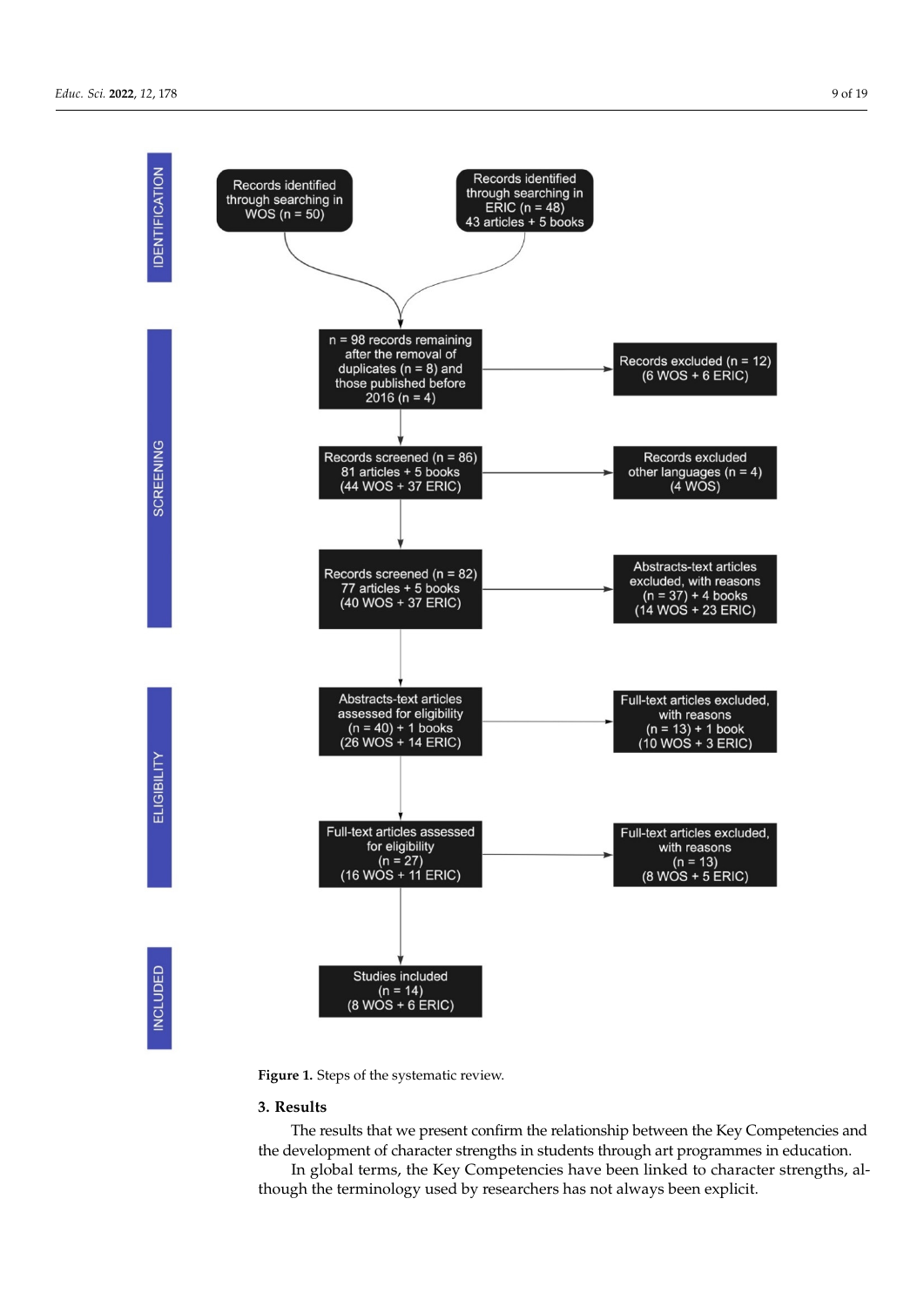IDENTIFICATION

Records identified through searching in WOS (n = 50)

Records identified through searching in ERIC (n = 48) 43 articles + 5 books

SCREENING

n = 98 records remaining after the removal of duplicates (n = 8) and those published before 2016 (n = 4)

Records excluded (n = 12) (6 WOS + 6 ERIC)

Records screened (n = 86) 81 articles + 5 books (44 WOS + 37 ERIC)

Records excluded other languages (n = 4) (4 WOS)

Records screened (n = 82) 77 articles + 5 books (40 WOS + 37 ERIC)

Abstracts-text articles excluded, with reasons (n = 37) + 4 books (14 WOS + 23 ERIC)

ELIGIBILITY

Abstracts-text articles assessed for eligibility (n = 40) + 1 books (26 WOS + 14 ERIC)

Full-text articles excluded, with reasons (n = 13) + 1 book (10 WOS + 3 ERIC)

Full-text articles assessed for eligibility (n = 27) (16 WOS + 11 ERIC)

Full-text articles excluded, with reasons (n = 13) (8 WOS + 5 ERIC)

INCLUDED

Studies included (n = 14) (8 WOS + 6 ERIC)

**Figure 1.** Steps of the systematic review.

## 3. Results

The results that we present confirm the relationship between the Key Competencies and the development of character strengths in students through art programmes in education.

In global terms, the Key Competencies have been linked to character strengths, although the terminology used by researchers has not always been explicit.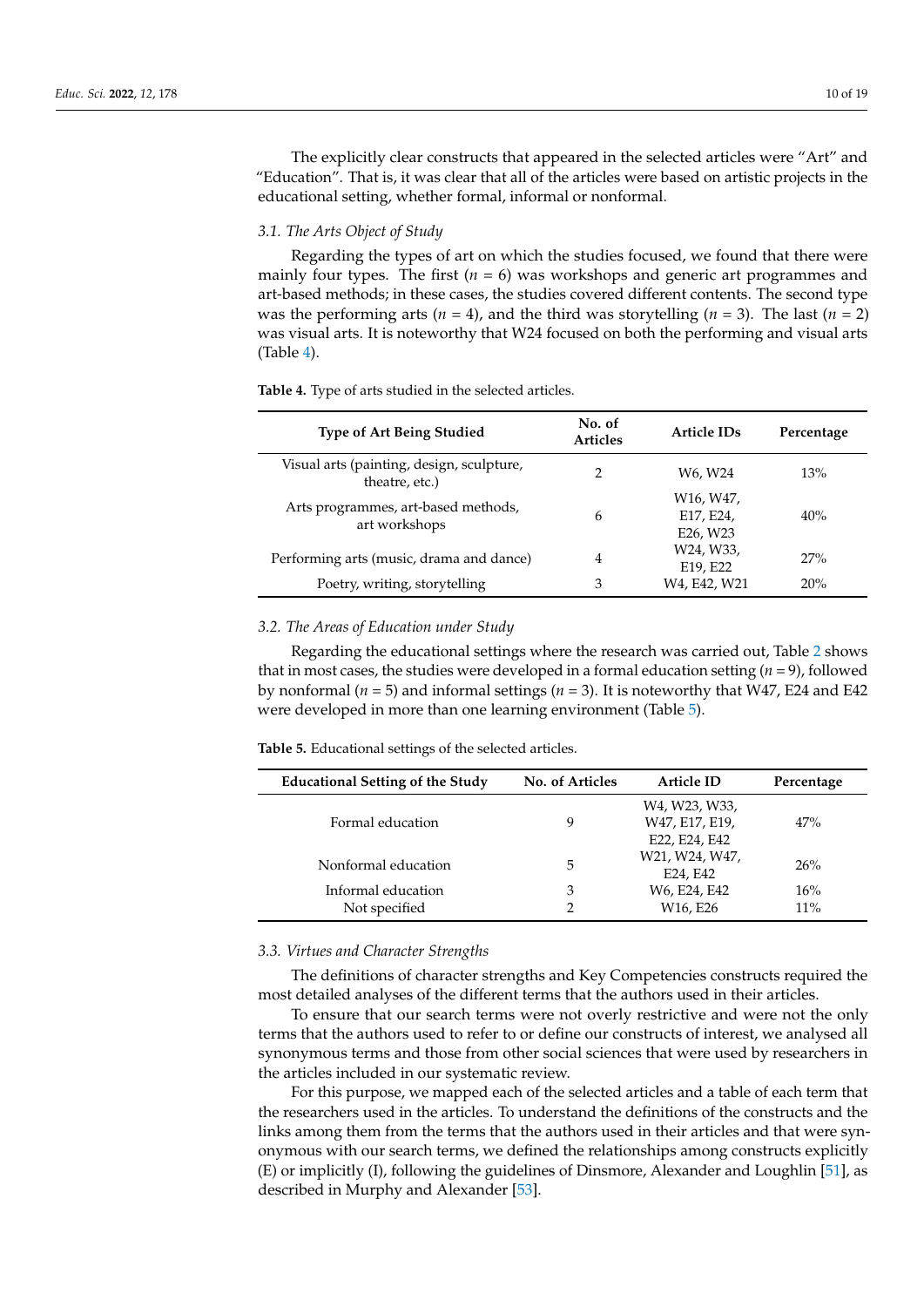The explicitly clear constructs that appeared in the selected articles were "Art" and "Education". That is, it was clear that all of the articles were based on artistic projects in the educational setting, whether formal, informal or nonformal.

### 3.1. The Arts Object of Study

Regarding the types of art on which the studies focused, we found that there were mainly four types. The first ($n$ = 6) was workshops and generic art programmes and art-based methods; in these cases, the studies covered different contents. The second type was the performing arts ($n$ = 4), and the third was storytelling ($n$ = 3). The last ($n$ = 2) was visual arts. It is noteworthy that W24 focused on both the performing and visual arts (Table 4).

**Table 4.** Type of arts studied in the selected articles.

| Type of Art Being Studied | No. of Articles | Article IDs | Percentage |
|---|---|---|---|
| Visual arts (painting, design, sculpture, theatre, etc.) | 2 | W6, W24 | 13% |
| Arts programmes, art-based methods, art workshops | 6 | W16, W47, E17, E24, E26, W23 | 40% |
| Performing arts (music, drama and dance) | 4 | W24, W33, E19, E22 | 27% |
| Poetry, writing, storytelling | 3 | W4, E42, W21 | 20% |

### 3.2. The Areas of Education under Study

Regarding the educational settings where the research was carried out, Table 2 shows that in most cases, the studies were developed in a formal education setting ($n$ = 9), followed by nonformal ($n$ = 5) and informal settings ($n$ = 3). It is noteworthy that W47, E24 and E42 were developed in more than one learning environment (Table 5).

**Table 5.** Educational settings of the selected articles.

| Educational Setting of the Study | No. of Articles | Article ID | Percentage |
|---|---|---|---|
| Formal education | 9 | W4, W23, W33, W47, E17, E19, E22, E24, E42 | 47% |
| Nonformal education | 5 | W21, W24, W47, E24, E42 | 26% |
| Informal education | 3 | W6, E24, E42 | 16% |
| Not specified | 2 | W16, E26 | 11% |

### 3.3. Virtues and Character Strengths

The definitions of character strengths and Key Competencies constructs required the most detailed analyses of the different terms that the authors used in their articles.

To ensure that our search terms were not overly restrictive and were not the only terms that the authors used to refer to or define our constructs of interest, we analysed all synonymous terms and those from other social sciences that were used by researchers in the articles included in our systematic review.

For this purpose, we mapped each of the selected articles and a table of each term that the researchers used in the articles. To understand the definitions of the constructs and the links among them from the terms that the authors used in their articles and that were synonymous with our search terms, we defined the relationships among constructs explicitly (E) or implicitly (I), following the guidelines of Dinsmore, Alexander and Loughlin [51], as described in Murphy and Alexander [53].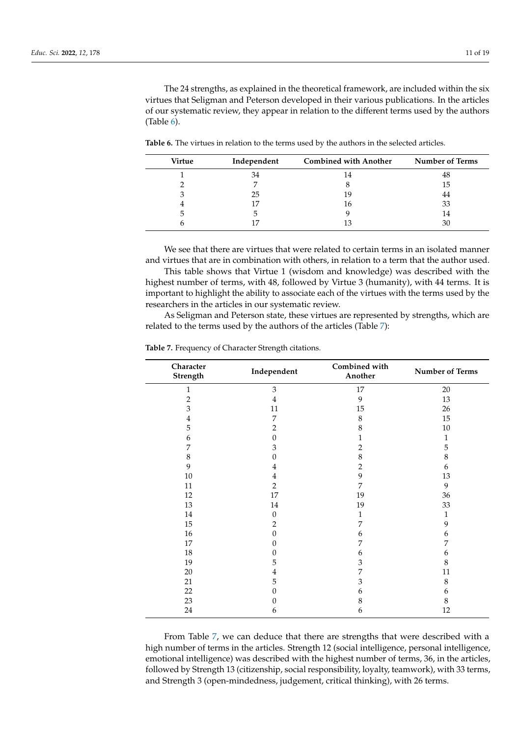The 24 strengths, as explained in the theoretical framework, are included within the six virtues that Seligman and Peterson developed in their various publications. In the articles of our systematic review, they appear in relation to the different terms used by the authors (Table 6).

**Table 6.** The virtues in relation to the terms used by the authors in the selected articles.

| Virtue | Independent | Combined with Another | Number of Terms |
|---|---|---|---|
| 1 | 34 | 14 | 48 |
| 2 | 7 | 8 | 15 |
| 3 | 25 | 19 | 44 |
| 4 | 17 | 16 | 33 |
| 5 | 5 | 9 | 14 |
| 6 | 17 | 13 | 30 |

We see that there are virtues that were related to certain terms in an isolated manner and virtues that are in combination with others, in relation to a term that the author used.

This table shows that Virtue 1 (wisdom and knowledge) was described with the highest number of terms, with 48, followed by Virtue 3 (humanity), with 44 terms. It is important to highlight the ability to associate each of the virtues with the terms used by the researchers in the articles in our systematic review.

As Seligman and Peterson state, these virtues are represented by strengths, which are related to the terms used by the authors of the articles (Table 7):

**Table 7.** Frequency of Character Strength citations.

| Character Strength | Independent | Combined with Another | Number of Terms |
|---|---|---|---|
| 1 | 3 | 17 | 20 |
| 2 | 4 | 9 | 13 |
| 3 | 11 | 15 | 26 |
| 4 | 7 | 8 | 15 |
| 5 | 2 | 8 | 10 |
| 6 | 0 | 1 | 1 |
| 7 | 3 | 2 | 5 |
| 8 | 0 | 8 | 8 |
| 9 | 4 | 2 | 6 |
| 10 | 4 | 9 | 13 |
| 11 | 2 | 7 | 9 |
| 12 | 17 | 19 | 36 |
| 13 | 14 | 19 | 33 |
| 14 | 0 | 1 | 1 |
| 15 | 2 | 7 | 9 |
| 16 | 0 | 6 | 6 |
| 17 | 0 | 7 | 7 |
| 18 | 0 | 6 | 6 |
| 19 | 5 | 3 | 8 |
| 20 | 4 | 7 | 11 |
| 21 | 5 | 3 | 8 |
| 22 | 0 | 6 | 6 |
| 23 | 0 | 8 | 8 |
| 24 | 6 | 6 | 12 |

From Table 7, we can deduce that there are strengths that were described with a high number of terms in the articles. Strength 12 (social intelligence, personal intelligence, emotional intelligence) was described with the highest number of terms, 36, in the articles, followed by Strength 13 (citizenship, social responsibility, loyalty, teamwork), with 33 terms, and Strength 3 (open-mindedness, judgement, critical thinking), with 26 terms.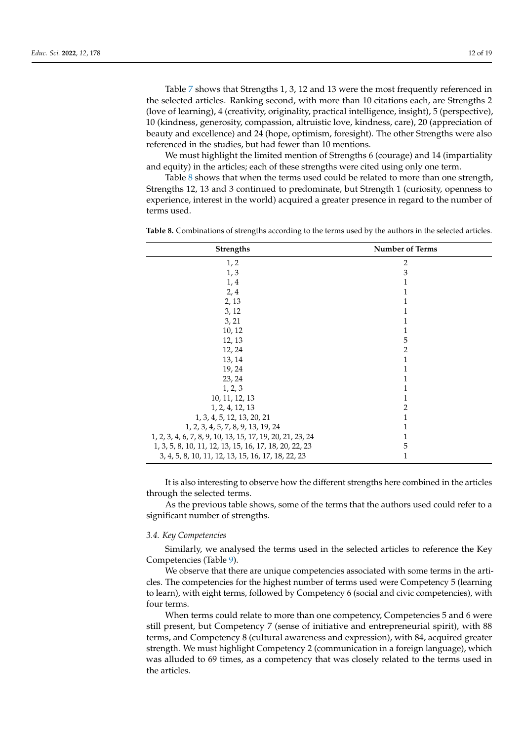Table 7 shows that Strengths 1, 3, 12 and 13 were the most frequently referenced in the selected articles. Ranking second, with more than 10 citations each, are Strengths 2 (love of learning), 4 (creativity, originality, practical intelligence, insight), 5 (perspective), 10 (kindness, generosity, compassion, altruistic love, kindness, care), 20 (appreciation of beauty and excellence) and 24 (hope, optimism, foresight). The other Strengths were also referenced in the studies, but had fewer than 10 mentions.

We must highlight the limited mention of Strengths 6 (courage) and 14 (impartiality and equity) in the articles; each of these strengths were cited using only one term.

Table 8 shows that when the terms used could be related to more than one strength, Strengths 12, 13 and 3 continued to predominate, but Strength 1 (curiosity, openness to experience, interest in the world) acquired a greater presence in regard to the number of terms used.

**Table 8.** Combinations of strengths according to the terms used by the authors in the selected articles.

| Strengths | Number of Terms |
| --- | --- |
| 1, 2 | 2 |
| 1, 3 | 3 |
| 1, 4 | 1 |
| 2, 4 | 1 |
| 2, 13 | 1 |
| 3, 12 | 1 |
| 3, 21 | 1 |
| 10, 12 | 1 |
| 12, 13 | 5 |
| 12, 24 | 2 |
| 13, 14 | 1 |
| 19, 24 | 1 |
| 23, 24 | 1 |
| 1, 2, 3 | 1 |
| 10, 11, 12, 13 | 1 |
| 1, 2, 4, 12, 13 | 2 |
| 1, 3, 4, 5, 12, 13, 20, 21 | 1 |
| 1, 2, 3, 4, 5, 7, 8, 9, 13, 19, 24 | 1 |
| 1, 2, 3, 4, 6, 7, 8, 9, 10, 13, 15, 17, 19, 20, 21, 23, 24 | 1 |
| 1, 3, 5, 8, 10, 11, 12, 13, 15, 16, 17, 18, 20, 22, 23 | 5 |
| 3, 4, 5, 8, 10, 11, 12, 13, 15, 16, 17, 18, 22, 23 | 1 |

It is also interesting to observe how the different strengths here combined in the articles through the selected terms.

As the previous table shows, some of the terms that the authors used could refer to a significant number of strengths.

### 3.4. Key Competencies

Similarly, we analysed the terms used in the selected articles to reference the Key Competencies (Table 9).

We observe that there are unique competencies associated with some terms in the articles. The competencies for the highest number of terms used were Competency 5 (learning to learn), with eight terms, followed by Competency 6 (social and civic competencies), with four terms.

When terms could relate to more than one competency, Competencies 5 and 6 were still present, but Competency 7 (sense of initiative and entrepreneurial spirit), with 88 terms, and Competency 8 (cultural awareness and expression), with 84, acquired greater strength. We must highlight Competency 2 (communication in a foreign language), which was alluded to 69 times, as a competency that was closely related to the terms used in the articles.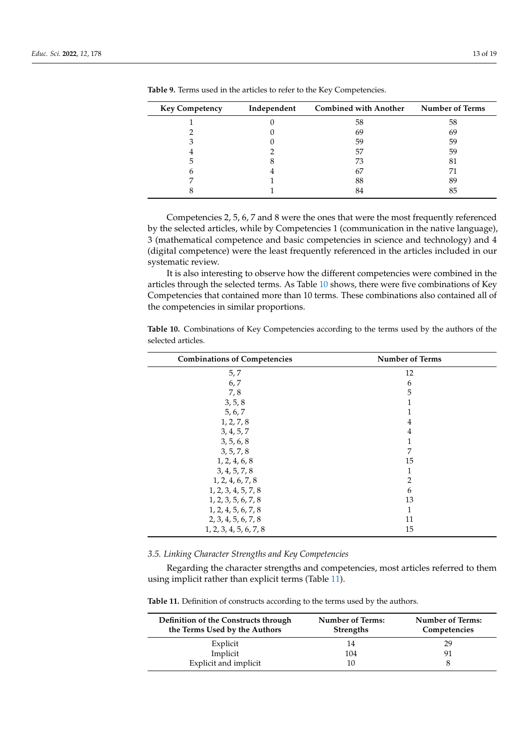**Table 9.** Terms used in the articles to refer to the Key Competencies.

| Key Competency | Independent | Combined with Another | Number of Terms |
|---|---|---|---|
| 1 | 0 | 58 | 58 |
| 2 | 0 | 69 | 69 |
| 3 | 0 | 59 | 59 |
| 4 | 2 | 57 | 59 |
| 5 | 8 | 73 | 81 |
| 6 | 4 | 67 | 71 |
| 7 | 1 | 88 | 89 |
| 8 | 1 | 84 | 85 |

Competencies 2, 5, 6, 7 and 8 were the ones that were the most frequently referenced by the selected articles, while by Competencies 1 (communication in the native language), 3 (mathematical competence and basic competencies in science and technology) and 4 (digital competence) were the least frequently referenced in the articles included in our systematic review.

It is also interesting to observe how the different competencies were combined in the articles through the selected terms. As Table 10 shows, there were five combinations of Key Competencies that contained more than 10 terms. These combinations also contained all of the competencies in similar proportions.

**Table 10.** Combinations of Key Competencies according to the terms used by the authors of the selected articles.

| Combinations of Competencies | Number of Terms |
|---|---|
| 5, 7 | 12 |
| 6, 7 | 6 |
| 7, 8 | 5 |
| 3, 5, 8 | 1 |
| 5, 6, 7 | 1 |
| 1, 2, 7, 8 | 4 |
| 3, 4, 5, 7 | 4 |
| 3, 5, 6, 8 | 1 |
| 3, 5, 7, 8 | 7 |
| 1, 2, 4, 6, 8 | 15 |
| 3, 4, 5, 7, 8 | 1 |
| 1, 2, 4, 6, 7, 8 | 2 |
| 1, 2, 3, 4, 5, 7, 8 | 6 |
| 1, 2, 3, 5, 6, 7, 8 | 13 |
| 1, 2, 4, 5, 6, 7, 8 | 1 |
| 2, 3, 4, 5, 6, 7, 8 | 11 |
| 1, 2, 3, 4, 5, 6, 7, 8 | 15 |

### *3.5. Linking Character Strengths and Key Competencies*

Regarding the character strengths and competencies, most articles referred to them using implicit rather than explicit terms (Table 11).

**Table 11.** Definition of constructs according to the terms used by the authors.

| Definition of the Constructs through the Terms Used by the Authors | Number of Terms: Strengths | Number of Terms: Competencies |
|---|---|---|
| Explicit | 14 | 29 |
| Implicit | 104 | 91 |
| Explicit and implicit | 10 | 8 |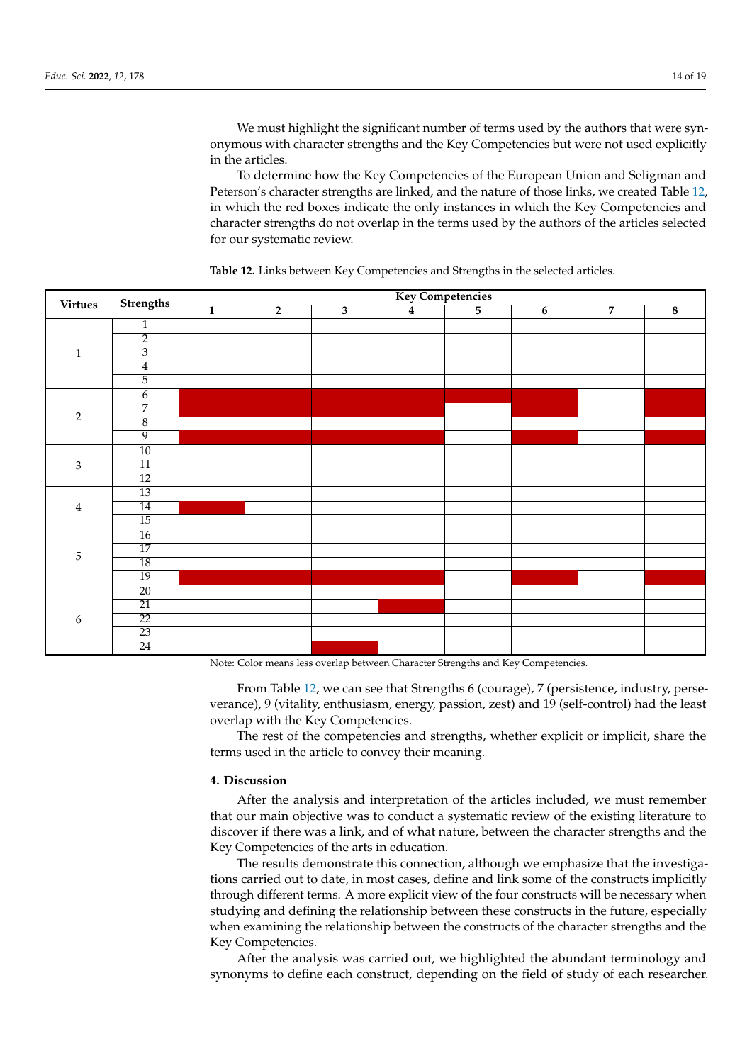We must highlight the significant number of terms used by the authors that were synonymous with character strengths and the Key Competencies but were not used explicitly in the articles.

To determine how the Key Competencies of the European Union and Seligman and Peterson's character strengths are linked, and the nature of those links, we created Table 12, in which the red boxes indicate the only instances in which the Key Competencies and character strengths do not overlap in the terms used by the authors of the articles selected for our systematic review.

**Table 12.** Links between Key Competencies and Strengths in the selected articles.

| Virtues | Strengths | Key Competencies | | | | | | | |
|---|---|---|---|---|---|---|---|---|---|
| | | 1 | 2 | 3 | 4 | 5 | 6 | 7 | 8 |
| 1 | 1 | | | | | | | | |
| | 2 | | | | | | | | |
| | 3 | | | | | | | | |
| | 4 | | | | | | | | |
| | 5 | | | | | | | | |
| 2 | 6 | ■ | ■ | ■ | ■ | ■ | ■ | | ■ |
| | 7 | ■ | ■ | ■ | ■ | | ■ | | ■ |
| | 8 | | | | | | | | |
| | 9 | ■ | ■ | ■ | ■ | | ■ | | ■ |
| 3 | 10 | | | | | | | | |
| | 11 | | | | | | | | |
| | 12 | | | | | | | | |
| 4 | 13 | | | | | | | | |
| | 14 | ■ | | | | | | | |
| | 15 | | | | | | | | |
| 5 | 16 | | | | | | | | |
| | 17 | | | | | | | | |
| | 18 | | | | | | | | |
| | 19 | ■ | ■ | ■ | ■ | | ■ | | ■ |
| 6 | 20 | | | | | | | | |
| | 21 | | | | ■ | | | | |
| | 22 | | | | | | | | |
| | 23 | | | | | | | | |
| | 24 | | | ■ | | | | | |

Note: Color means less overlap between Character Strengths and Key Competencies.

From Table 12, we can see that Strengths 6 (courage), 7 (persistence, industry, perseverance), 9 (vitality, enthusiasm, energy, passion, zest) and 19 (self-control) had the least overlap with the Key Competencies.

The rest of the competencies and strengths, whether explicit or implicit, share the terms used in the article to convey their meaning.

## 4. Discussion

After the analysis and interpretation of the articles included, we must remember that our main objective was to conduct a systematic review of the existing literature to discover if there was a link, and of what nature, between the character strengths and the Key Competencies of the arts in education.

The results demonstrate this connection, although we emphasize that the investigations carried out to date, in most cases, define and link some of the constructs implicitly through different terms. A more explicit view of the four constructs will be necessary when studying and defining the relationship between these constructs in the future, especially when examining the relationship between the constructs of the character strengths and the Key Competencies.

After the analysis was carried out, we highlighted the abundant terminology and synonyms to define each construct, depending on the field of study of each researcher.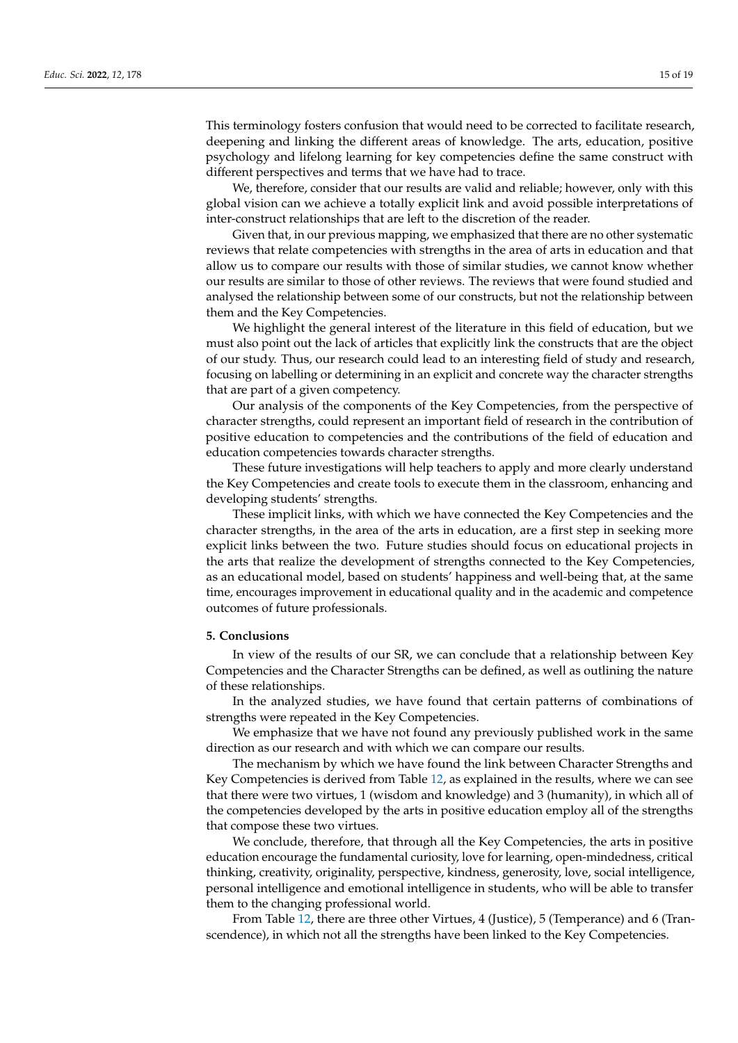This terminology fosters confusion that would need to be corrected to facilitate research, deepening and linking the different areas of knowledge. The arts, education, positive psychology and lifelong learning for key competencies define the same construct with different perspectives and terms that we have had to trace.

We, therefore, consider that our results are valid and reliable; however, only with this global vision can we achieve a totally explicit link and avoid possible interpretations of inter-construct relationships that are left to the discretion of the reader.

Given that, in our previous mapping, we emphasized that there are no other systematic reviews that relate competencies with strengths in the area of arts in education and that allow us to compare our results with those of similar studies, we cannot know whether our results are similar to those of other reviews. The reviews that were found studied and analysed the relationship between some of our constructs, but not the relationship between them and the Key Competencies.

We highlight the general interest of the literature in this field of education, but we must also point out the lack of articles that explicitly link the constructs that are the object of our study. Thus, our research could lead to an interesting field of study and research, focusing on labelling or determining in an explicit and concrete way the character strengths that are part of a given competency.

Our analysis of the components of the Key Competencies, from the perspective of character strengths, could represent an important field of research in the contribution of positive education to competencies and the contributions of the field of education and education competencies towards character strengths.

These future investigations will help teachers to apply and more clearly understand the Key Competencies and create tools to execute them in the classroom, enhancing and developing students' strengths.

These implicit links, with which we have connected the Key Competencies and the character strengths, in the area of the arts in education, are a first step in seeking more explicit links between the two. Future studies should focus on educational projects in the arts that realize the development of strengths connected to the Key Competencies, as an educational model, based on students' happiness and well-being that, at the same time, encourages improvement in educational quality and in the academic and competence outcomes of future professionals.

## 5. Conclusions

In view of the results of our SR, we can conclude that a relationship between Key Competencies and the Character Strengths can be defined, as well as outlining the nature of these relationships.

In the analyzed studies, we have found that certain patterns of combinations of strengths were repeated in the Key Competencies.

We emphasize that we have not found any previously published work in the same direction as our research and with which we can compare our results.

The mechanism by which we have found the link between Character Strengths and Key Competencies is derived from Table 12, as explained in the results, where we can see that there were two virtues, 1 (wisdom and knowledge) and 3 (humanity), in which all of the competencies developed by the arts in positive education employ all of the strengths that compose these two virtues.

We conclude, therefore, that through all the Key Competencies, the arts in positive education encourage the fundamental curiosity, love for learning, open-mindedness, critical thinking, creativity, originality, perspective, kindness, generosity, love, social intelligence, personal intelligence and emotional intelligence in students, who will be able to transfer them to the changing professional world.

From Table 12, there are three other Virtues, 4 (Justice), 5 (Temperance) and 6 (Transcendence), in which not all the strengths have been linked to the Key Competencies.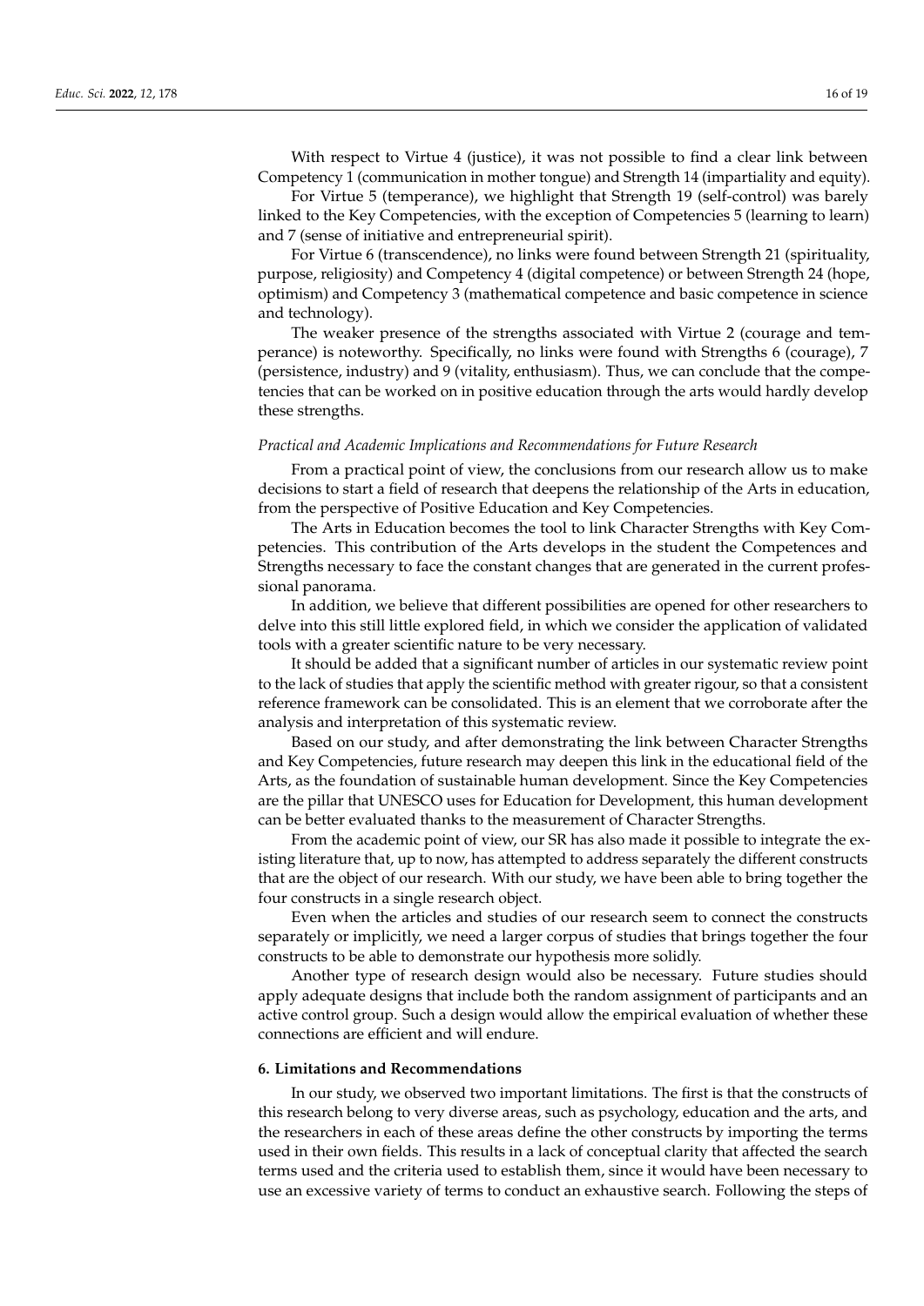With respect to Virtue 4 (justice), it was not possible to find a clear link between Competency 1 (communication in mother tongue) and Strength 14 (impartiality and equity).

For Virtue 5 (temperance), we highlight that Strength 19 (self-control) was barely linked to the Key Competencies, with the exception of Competencies 5 (learning to learn) and 7 (sense of initiative and entrepreneurial spirit).

For Virtue 6 (transcendence), no links were found between Strength 21 (spirituality, purpose, religiosity) and Competency 4 (digital competence) or between Strength 24 (hope, optimism) and Competency 3 (mathematical competence and basic competence in science and technology).

The weaker presence of the strengths associated with Virtue 2 (courage and temperance) is noteworthy. Specifically, no links were found with Strengths 6 (courage), 7 (persistence, industry) and 9 (vitality, enthusiasm). Thus, we can conclude that the competencies that can be worked on in positive education through the arts would hardly develop these strengths.

*Practical and Academic Implications and Recommendations for Future Research*

From a practical point of view, the conclusions from our research allow us to make decisions to start a field of research that deepens the relationship of the Arts in education, from the perspective of Positive Education and Key Competencies.

The Arts in Education becomes the tool to link Character Strengths with Key Competencies. This contribution of the Arts develops in the student the Competences and Strengths necessary to face the constant changes that are generated in the current professional panorama.

In addition, we believe that different possibilities are opened for other researchers to delve into this still little explored field, in which we consider the application of validated tools with a greater scientific nature to be very necessary.

It should be added that a significant number of articles in our systematic review point to the lack of studies that apply the scientific method with greater rigour, so that a consistent reference framework can be consolidated. This is an element that we corroborate after the analysis and interpretation of this systematic review.

Based on our study, and after demonstrating the link between Character Strengths and Key Competencies, future research may deepen this link in the educational field of the Arts, as the foundation of sustainable human development. Since the Key Competencies are the pillar that UNESCO uses for Education for Development, this human development can be better evaluated thanks to the measurement of Character Strengths.

From the academic point of view, our SR has also made it possible to integrate the existing literature that, up to now, has attempted to address separately the different constructs that are the object of our research. With our study, we have been able to bring together the four constructs in a single research object.

Even when the articles and studies of our research seem to connect the constructs separately or implicitly, we need a larger corpus of studies that brings together the four constructs to be able to demonstrate our hypothesis more solidly.

Another type of research design would also be necessary. Future studies should apply adequate designs that include both the random assignment of participants and an active control group. Such a design would allow the empirical evaluation of whether these connections are efficient and will endure.

## 6. Limitations and Recommendations

In our study, we observed two important limitations. The first is that the constructs of this research belong to very diverse areas, such as psychology, education and the arts, and the researchers in each of these areas define the other constructs by importing the terms used in their own fields. This results in a lack of conceptual clarity that affected the search terms used and the criteria used to establish them, since it would have been necessary to use an excessive variety of terms to conduct an exhaustive search. Following the steps of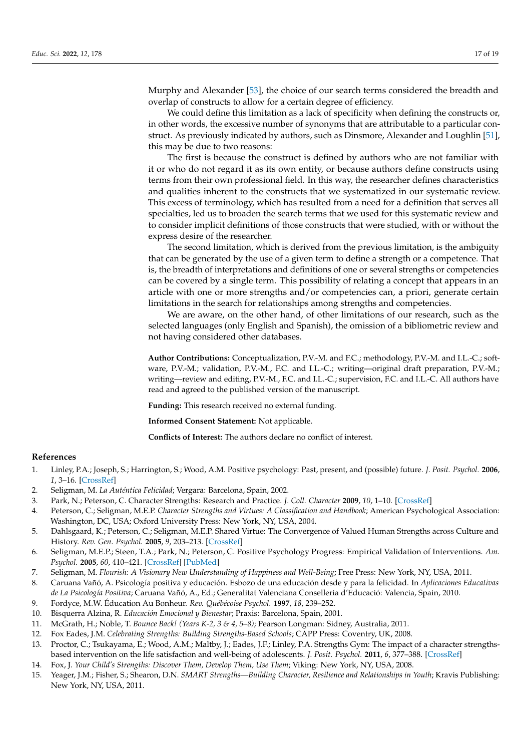Murphy and Alexander [53], the choice of our search terms considered the breadth and overlap of constructs to allow for a certain degree of efficiency.

We could define this limitation as a lack of specificity when defining the constructs or, in other words, the excessive number of synonyms that are attributable to a particular construct. As previously indicated by authors, such as Dinsmore, Alexander and Loughlin [51], this may be due to two reasons:

The first is because the construct is defined by authors who are not familiar with it or who do not regard it as its own entity, or because authors define constructs using terms from their own professional field. In this way, the researcher defines characteristics and qualities inherent to the constructs that we systematized in our systematic review. This excess of terminology, which has resulted from a need for a definition that serves all specialties, led us to broaden the search terms that we used for this systematic review and to consider implicit definitions of those constructs that were studied, with or without the express desire of the researcher.

The second limitation, which is derived from the previous limitation, is the ambiguity that can be generated by the use of a given term to define a strength or a competence. That is, the breadth of interpretations and definitions of one or several strengths or competencies can be covered by a single term. This possibility of relating a concept that appears in an article with one or more strengths and/or competencies can, a priori, generate certain limitations in the search for relationships among strengths and competencies.

We are aware, on the other hand, of other limitations of our research, such as the selected languages (only English and Spanish), the omission of a bibliometric review and not having considered other databases.

**Author Contributions:** Conceptualization, P.V.-M. and F.C.; methodology, P.V.-M. and I.L.-C.; software, P.V.-M.; validation, P.V.-M., F.C. and I.L.-C.; writing—original draft preparation, P.V.-M.; writing—review and editing, P.V.-M., F.C. and I.L.-C.; supervision, F.C. and I.L.-C. All authors have read and agreed to the published version of the manuscript.

**Funding:** This research received no external funding.

**Informed Consent Statement:** Not applicable.

**Conflicts of Interest:** The authors declare no conflict of interest.

## References

1. Linley, P.A.; Joseph, S.; Harrington, S.; Wood, A.M. Positive psychology: Past, present, and (possible) future. *J. Posit. Psychol.* **2006**, *1*, 3–16. [CrossRef]
2. Seligman, M. *La Auténtica Felicidad*; Vergara: Barcelona, Spain, 2002.
3. Park, N.; Peterson, C. Character Strengths: Research and Practice. *J. Coll. Character* **2009**, *10*, 1–10. [CrossRef]
4. Peterson, C.; Seligman, M.E.P. *Character Strengths and Virtues: A Classification and Handbook*; American Psychological Association: Washington, DC, USA; Oxford University Press: New York, NY, USA, 2004.
5. Dahlsgaard, K.; Peterson, C.; Seligman, M.E.P. Shared Virtue: The Convergence of Valued Human Strengths across Culture and History. *Rev. Gen. Psychol.* **2005**, *9*, 203–213. [CrossRef]
6. Seligman, M.E.P.; Steen, T.A.; Park, N.; Peterson, C. Positive Psychology Progress: Empirical Validation of Interventions. *Am. Psychol.* **2005**, *60*, 410–421. [CrossRef] [PubMed]
7. Seligman, M. *Flourish: A Visionary New Understanding of Happiness and Well-Being*; Free Press: New York, NY, USA, 2011.
8. Caruana Vañó, A. Psicología positiva y educación. Esbozo de una educación desde y para la felicidad. In *Aplicaciones Educativas de La Psicología Positiva*; Caruana Vañó, A., Ed.; Generalitat Valenciana Conselleria d'Educació: Valencia, Spain, 2010.
9. Fordyce, M.W. Éducation Au Bonheur. *Rev. Québécoise Psychol.* **1997**, *18*, 239–252.
10. Bisquerra Alzina, R. *Educación Emocional y Bienestar*; Praxis: Barcelona, Spain, 2001.
11. McGrath, H.; Noble, T. *Bounce Back! (Years K-2, 3 & 4, 5–8)*; Pearson Longman: Sidney, Australia, 2011.
12. Fox Eades, J.M. *Celebrating Strengths: Building Strengths-Based Schools*; CAPP Press: Coventry, UK, 2008.
13. Proctor, C.; Tsukayama, E.; Wood, A.M.; Maltby, J.; Eades, J.F.; Linley, P.A. Strengths Gym: The impact of a character strengths-based intervention on the life satisfaction and well-being of adolescents. *J. Posit. Psychol.* **2011**, *6*, 377–388. [CrossRef]
14. Fox, J. *Your Child's Strengths: Discover Them, Develop Them, Use Them*; Viking: New York, NY, USA, 2008.
15. Yeager, J.M.; Fisher, S.; Shearon, D.N. *SMART Strengths—Building Character, Resilience and Relationships in Youth*; Kravis Publishing: New York, NY, USA, 2011.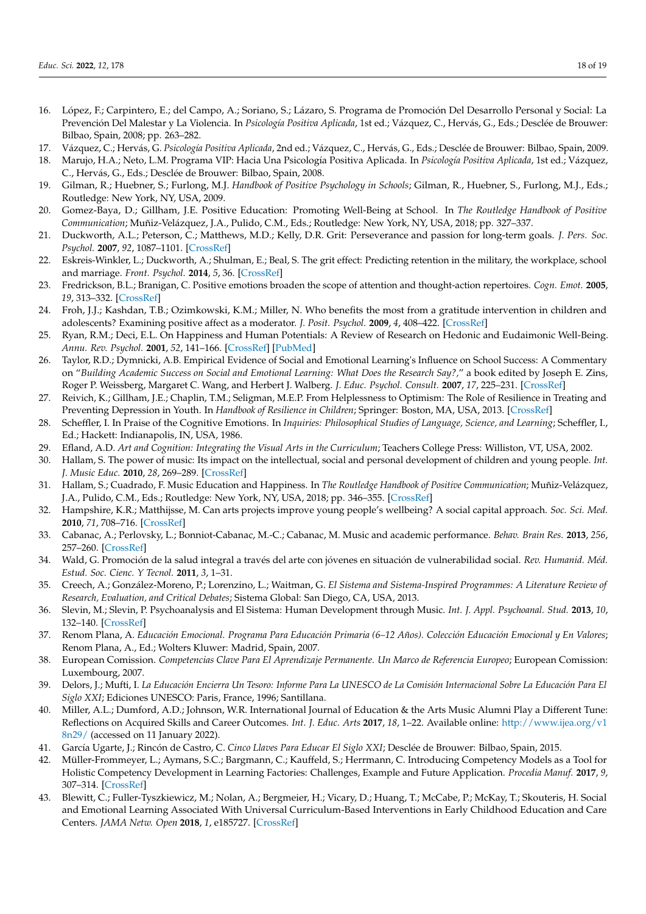16. López, F.; Carpintero, E.; del Campo, A.; Soriano, S.; Lázaro, S. Programa de Promoción Del Desarrollo Personal y Social: La Prevención Del Malestar y La Violencia. In *Psicología Positiva Aplicada*, 1st ed.; Vázquez, C., Hervás, G., Eds.; Desclée de Brouwer: Bilbao, Spain, 2008; pp. 263–282.
17. Vázquez, C.; Hervás, G. *Psicología Positiva Aplicada*, 2nd ed.; Vázquez, C., Hervás, G., Eds.; Desclée de Brouwer: Bilbao, Spain, 2009.
18. Marujo, H.A.; Neto, L.M. Programa VIP: Hacia Una Psicología Positiva Aplicada. In *Psicología Positiva Aplicada*, 1st ed.; Vázquez, C., Hervás, G., Eds.; Desclée de Brouwer: Bilbao, Spain, 2008.
19. Gilman, R.; Huebner, S.; Furlong, M.J. *Handbook of Positive Psychology in Schools*; Gilman, R., Huebner, S., Furlong, M.J., Eds.; Routledge: New York, NY, USA, 2009.
20. Gomez-Baya, D.; Gillham, J.E. Positive Education: Promoting Well-Being at School. In *The Routledge Handbook of Positive Communication*; Muñiz-Velázquez, J.A., Pulido, C.M., Eds.; Routledge: New York, NY, USA, 2018; pp. 327–337.
21. Duckworth, A.L.; Peterson, C.; Matthews, M.D.; Kelly, D.R. Grit: Perseverance and passion for long-term goals. *J. Pers. Soc. Psychol.* **2007**, *92*, 1087–1101. [CrossRef]
22. Eskreis-Winkler, L.; Duckworth, A.; Shulman, E.; Beal, S. The grit effect: Predicting retention in the military, the workplace, school and marriage. *Front. Psychol.* **2014**, *5*, 36. [CrossRef]
23. Fredrickson, B.L.; Branigan, C. Positive emotions broaden the scope of attention and thought-action repertoires. *Cogn. Emot.* **2005**, *19*, 313–332. [CrossRef]
24. Froh, J.J.; Kashdan, T.B.; Ozimkowski, K.M.; Miller, N. Who benefits the most from a gratitude intervention in children and adolescents? Examining positive affect as a moderator. *J. Posit. Psychol.* **2009**, *4*, 408–422. [CrossRef]
25. Ryan, R.M.; Deci, E.L. On Happiness and Human Potentials: A Review of Research on Hedonic and Eudaimonic Well-Being. *Annu. Rev. Psychol.* **2001**, *52*, 141–166. [CrossRef] [PubMed]
26. Taylor, R.D.; Dymnicki, A.B. Empirical Evidence of Social and Emotional Learning's Influence on School Success: A Commentary on "*Building Academic Success on Social and Emotional Learning: What Does the Research Say?*," a book edited by Joseph E. Zins, Roger P. Weissberg, Margaret C. Wang, and Herbert J. Walberg. *J. Educ. Psychol. Consult.* **2007**, *17*, 225–231. [CrossRef]
27. Reivich, K.; Gillham, J.E.; Chaplin, T.M.; Seligman, M.E.P. From Helplessness to Optimism: The Role of Resilience in Treating and Preventing Depression in Youth. In *Handbook of Resilience in Children*; Springer: Boston, MA, USA, 2013. [CrossRef]
28. Scheffler, I. In Praise of the Cognitive Emotions. In *Inquiries: Philosophical Studies of Language, Science, and Learning*; Scheffler, I., Ed.; Hackett: Indianapolis, IN, USA, 1986.
29. Efland, A.D. *Art and Cognition: Integrating the Visual Arts in the Curriculum*; Teachers College Press: Williston, VT, USA, 2002.
30. Hallam, S. The power of music: Its impact on the intellectual, social and personal development of children and young people. *Int. J. Music Educ.* **2010**, *28*, 269–289. [CrossRef]
31. Hallam, S.; Cuadrado, F. Music Education and Happiness. In *The Routledge Handbook of Positive Communication*; Muñiz-Velázquez, J.A., Pulido, C.M., Eds.; Routledge: New York, NY, USA, 2018; pp. 346–355. [CrossRef]
32. Hampshire, K.R.; Matthijsse, M. Can arts projects improve young people's wellbeing? A social capital approach. *Soc. Sci. Med.* **2010**, *71*, 708–716. [CrossRef]
33. Cabanac, A.; Perlovsky, L.; Bonniot-Cabanac, M.-C.; Cabanac, M. Music and academic performance. *Behav. Brain Res.* **2013**, *256*, 257–260. [CrossRef]
34. Wald, G. Promoción de la salud integral a través del arte con jóvenes en situación de vulnerabilidad social. *Rev. Humanid. Méd. Estud. Soc. Cienc. Y Tecnol.* **2011**, *3*, 1–31.
35. Creech, A.; González-Moreno, P.; Lorenzino, L.; Waitman, G. *El Sistema and Sistema-Inspired Programmes: A Literature Review of Research, Evaluation, and Critical Debates*; Sistema Global: San Diego, CA, USA, 2013.
36. Slevin, M.; Slevin, P. Psychoanalysis and El Sistema: Human Development through Music. *Int. J. Appl. Psychoanal. Stud.* **2013**, *10*, 132–140. [CrossRef]
37. Renom Plana, A. *Educación Emocional. Programa Para Educación Primaria (6–12 Años). Colección Educación Emocional y En Valores*; Renom Plana, A., Ed.; Wolters Kluwer: Madrid, Spain, 2007.
38. European Comission. *Competencias Clave Para El Aprendizaje Permanente. Un Marco de Referencia Europeo*; European Comission: Luxembourg, 2007.
39. Delors, J.; Mufti, I. *La Educación Encierra Un Tesoro: Informe Para La UNESCO de La Comisión Internacional Sobre La Educación Para El Siglo XXI*; Ediciones UNESCO: Paris, France, 1996; Santillana.
40. Miller, A.L.; Dumford, A.D.; Johnson, W.R. International Journal of Education & the Arts Music Alumni Play a Different Tune: Reflections on Acquired Skills and Career Outcomes. *Int. J. Educ. Arts* **2017**, *18*, 1–22. Available online: http://www.ijea.org/v18n29/ (accessed on 11 January 2022).
41. García Ugarte, J.; Rincón de Castro, C. *Cinco Llaves Para Educar El Siglo XXI*; Desclée de Brouwer: Bilbao, Spain, 2015.
42. Müller-Frommeyer, L.; Aymans, S.C.; Bargmann, C.; Kauffeld, S.; Herrmann, C. Introducing Competency Models as a Tool for Holistic Competency Development in Learning Factories: Challenges, Example and Future Application. *Procedia Manuf.* **2017**, *9*, 307–314. [CrossRef]
43. Blewitt, C.; Fuller-Tyszkiewicz, M.; Nolan, A.; Bergmeier, H.; Vicary, D.; Huang, T.; McCabe, P.; McKay, T.; Skouteris, H. Social and Emotional Learning Associated With Universal Curriculum-Based Interventions in Early Childhood Education and Care Centers. *JAMA Netw. Open* **2018**, *1*, e185727. [CrossRef]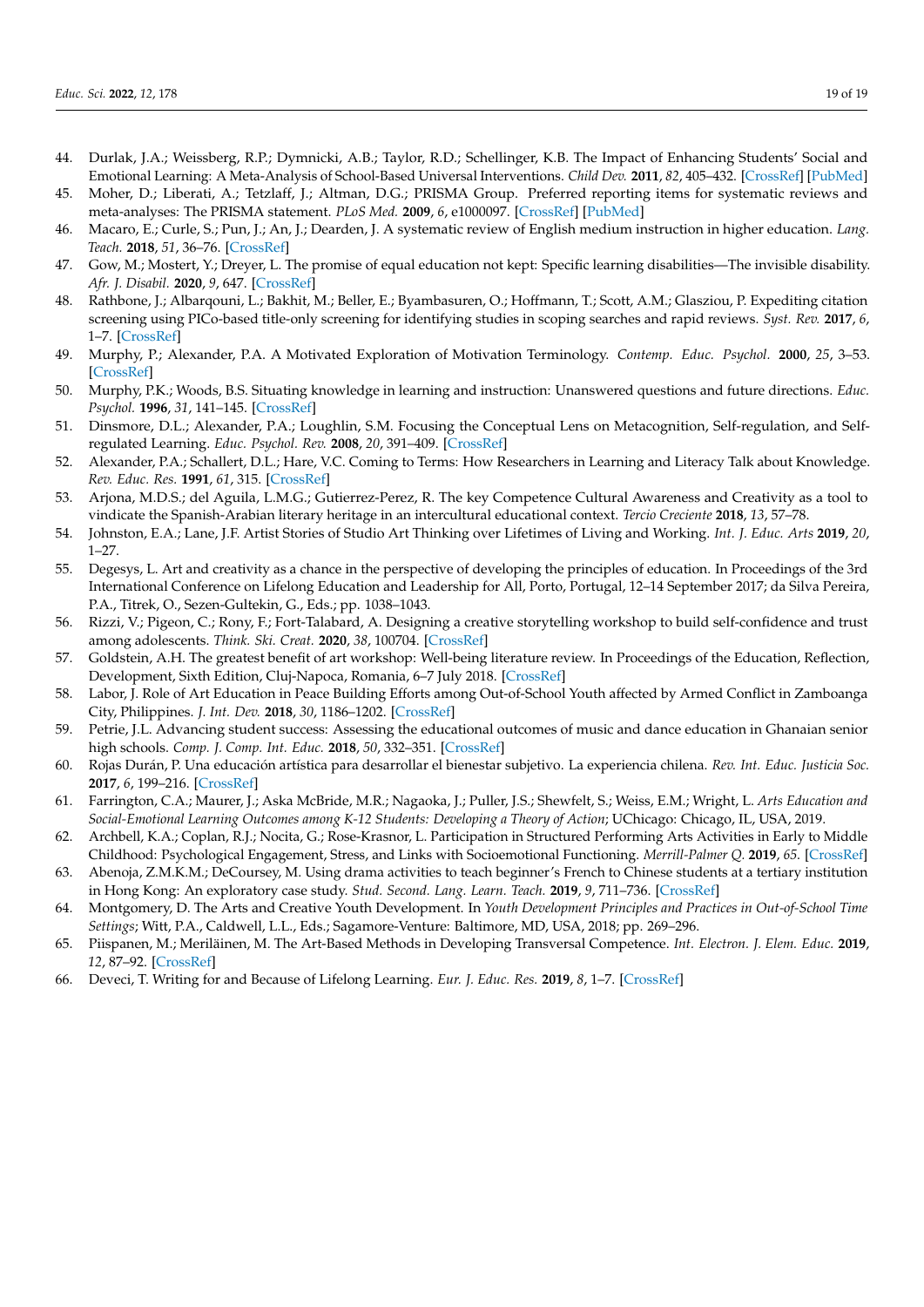44. Durlak, J.A.; Weissberg, R.P.; Dymnicki, A.B.; Taylor, R.D.; Schellinger, K.B. The Impact of Enhancing Students' Social and Emotional Learning: A Meta-Analysis of School-Based Universal Interventions. *Child Dev.* **2011**, *82*, 405–432. [CrossRef] [PubMed]
45. Moher, D.; Liberati, A.; Tetzlaff, J.; Altman, D.G.; PRISMA Group. Preferred reporting items for systematic reviews and meta-analyses: The PRISMA statement. *PLoS Med.* **2009**, *6*, e1000097. [CrossRef] [PubMed]
46. Macaro, E.; Curle, S.; Pun, J.; An, J.; Dearden, J. A systematic review of English medium instruction in higher education. *Lang. Teach.* **2018**, *51*, 36–76. [CrossRef]
47. Gow, M.; Mostert, Y.; Dreyer, L. The promise of equal education not kept: Specific learning disabilities—The invisible disability. *Afr. J. Disabil.* **2020**, *9*, 647. [CrossRef]
48. Rathbone, J.; Albarqouni, L.; Bakhit, M.; Beller, E.; Byambasuren, O.; Hoffmann, T.; Scott, A.M.; Glasziou, P. Expediting citation screening using PICo-based title-only screening for identifying studies in scoping searches and rapid reviews. *Syst. Rev.* **2017**, *6*, 1–7. [CrossRef]
49. Murphy, P.; Alexander, P.A. A Motivated Exploration of Motivation Terminology. *Contemp. Educ. Psychol.* **2000**, *25*, 3–53. [CrossRef]
50. Murphy, P.K.; Woods, B.S. Situating knowledge in learning and instruction: Unanswered questions and future directions. *Educ. Psychol.* **1996**, *31*, 141–145. [CrossRef]
51. Dinsmore, D.L.; Alexander, P.A.; Loughlin, S.M. Focusing the Conceptual Lens on Metacognition, Self-regulation, and Self-regulated Learning. *Educ. Psychol. Rev.* **2008**, *20*, 391–409. [CrossRef]
52. Alexander, P.A.; Schallert, D.L.; Hare, V.C. Coming to Terms: How Researchers in Learning and Literacy Talk about Knowledge. *Rev. Educ. Res.* **1991**, *61*, 315. [CrossRef]
53. Arjona, M.D.S.; del Aguila, L.M.G.; Gutierrez-Perez, R. The key Competence Cultural Awareness and Creativity as a tool to vindicate the Spanish-Arabian literary heritage in an intercultural educational context. *Tercio Creciente* **2018**, *13*, 57–78.
54. Johnston, E.A.; Lane, J.F. Artist Stories of Studio Art Thinking over Lifetimes of Living and Working. *Int. J. Educ. Arts* **2019**, *20*, 1–27.
55. Degesys, L. Art and creativity as a chance in the perspective of developing the principles of education. In Proceedings of the 3rd International Conference on Lifelong Education and Leadership for All, Porto, Portugal, 12–14 September 2017; da Silva Pereira, P.A., Titrek, O., Sezen-Gultekin, G., Eds.; pp. 1038–1043.
56. Rizzi, V.; Pigeon, C.; Rony, F.; Fort-Talabard, A. Designing a creative storytelling workshop to build self-confidence and trust among adolescents. *Think. Ski. Creat.* **2020**, *38*, 100704. [CrossRef]
57. Goldstein, A.H. The greatest benefit of art workshop: Well-being literature review. In Proceedings of the Education, Reflection, Development, Sixth Edition, Cluj-Napoca, Romania, 6–7 July 2018. [CrossRef]
58. Labor, J. Role of Art Education in Peace Building Efforts among Out-of-School Youth affected by Armed Conflict in Zamboanga City, Philippines. *J. Int. Dev.* **2018**, *30*, 1186–1202. [CrossRef]
59. Petrie, J.L. Advancing student success: Assessing the educational outcomes of music and dance education in Ghanaian senior high schools. *Comp. J. Comp. Int. Educ.* **2018**, *50*, 332–351. [CrossRef]
60. Rojas Durán, P. Una educación artística para desarrollar el bienestar subjetivo. La experiencia chilena. *Rev. Int. Educ. Justicia Soc.* **2017**, *6*, 199–216. [CrossRef]
61. Farrington, C.A.; Maurer, J.; Aska McBride, M.R.; Nagaoka, J.; Puller, J.S.; Shewfelt, S.; Weiss, E.M.; Wright, L. *Arts Education and Social-Emotional Learning Outcomes among K-12 Students: Developing a Theory of Action*; UChicago: Chicago, IL, USA, 2019.
62. Archbell, K.A.; Coplan, R.J.; Nocita, G.; Rose-Krasnor, L. Participation in Structured Performing Arts Activities in Early to Middle Childhood: Psychological Engagement, Stress, and Links with Socioemotional Functioning. *Merrill-Palmer Q.* **2019**, *65*. [CrossRef]
63. Abenoja, Z.M.K.M.; DeCoursey, M. Using drama activities to teach beginner's French to Chinese students at a tertiary institution in Hong Kong: An exploratory case study. *Stud. Second. Lang. Learn. Teach.* **2019**, *9*, 711–736. [CrossRef]
64. Montgomery, D. The Arts and Creative Youth Development. In *Youth Development Principles and Practices in Out-of-School Time Settings*; Witt, P.A., Caldwell, L.L., Eds.; Sagamore-Venture: Baltimore, MD, USA, 2018; pp. 269–296.
65. Piispanen, M.; Meriläinen, M. The Art-Based Methods in Developing Transversal Competence. *Int. Electron. J. Elem. Educ.* **2019**, *12*, 87–92. [CrossRef]
66. Deveci, T. Writing for and Because of Lifelong Learning. *Eur. J. Educ. Res.* **2019**, *8*, 1–7. [CrossRef]